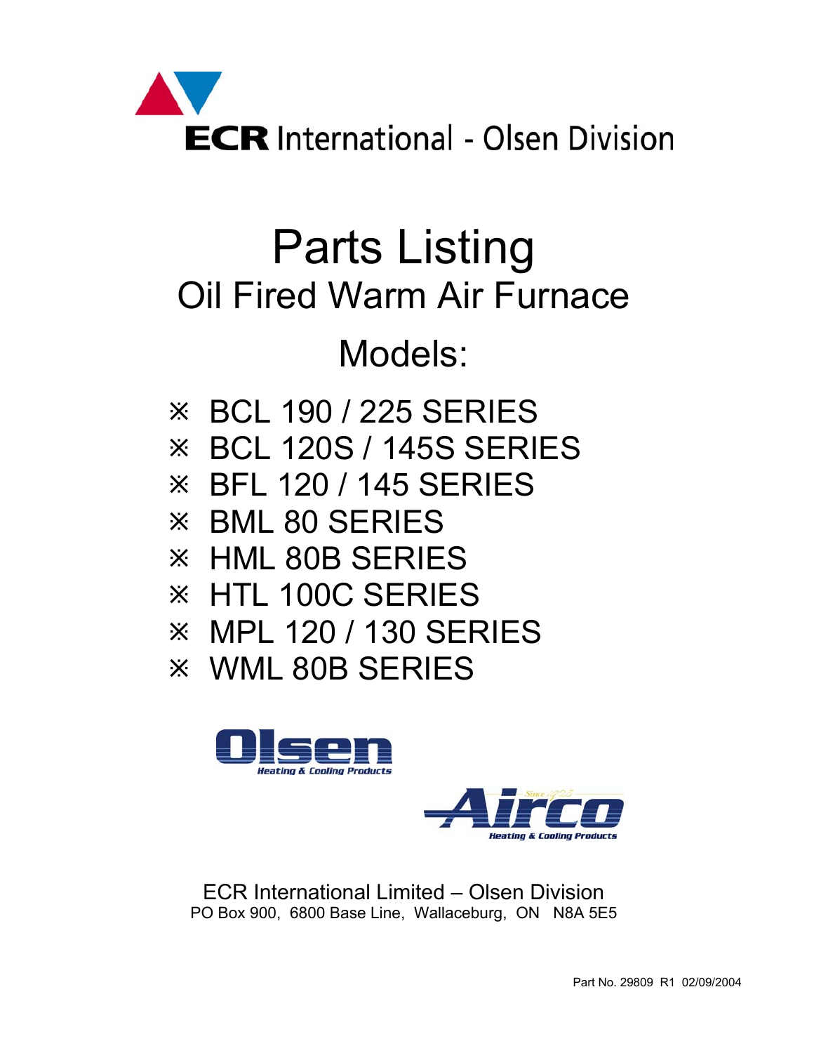ECR International - Olsen Division

# Parts Listing

## Oil Fired Warm Air Furnace

## Models:

- ※ BCL 190 / 225 SERIES
- ※ BCL 120S / 145S SERIES
- ※ BFL 120 / 145 SERIES
- ※ BML 80 SERIES
- ※ HML 80B SERIES
- ※ HTL 100C SERIES
- ※ MPL 120 / 130 SERIES
- ※ WML 80B SERIES

Olsen Heating & Cooling Products

Airco Since 1925 Heating & Cooling Products

ECR International Limited – Olsen Division
PO Box 900, 6800 Base Line, Wallaceburg, ON N8A 5E5

Part No. 29809 R1 02/09/2004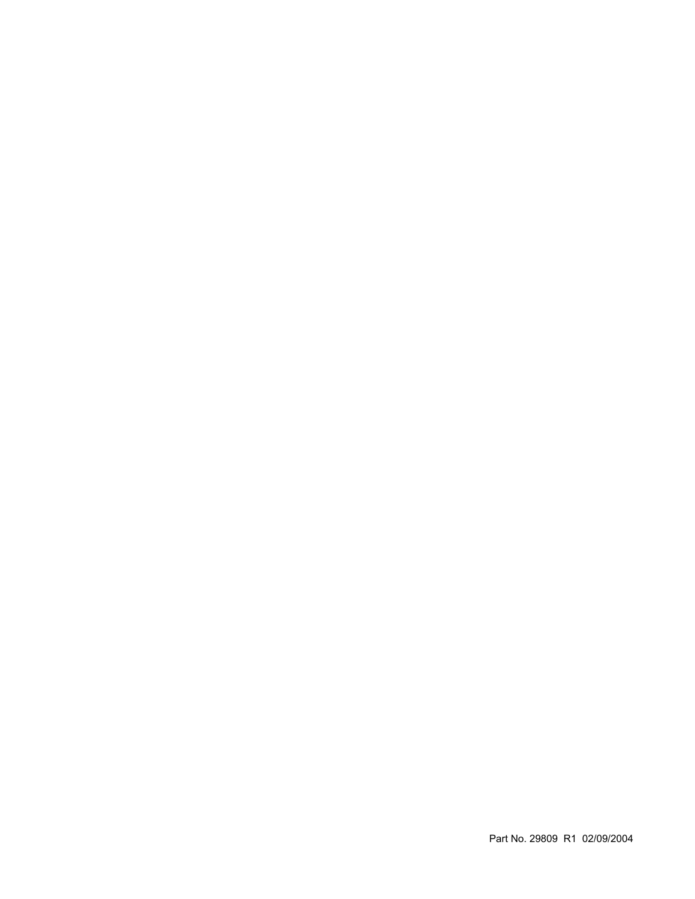Part No. 29809  R1  02/09/2004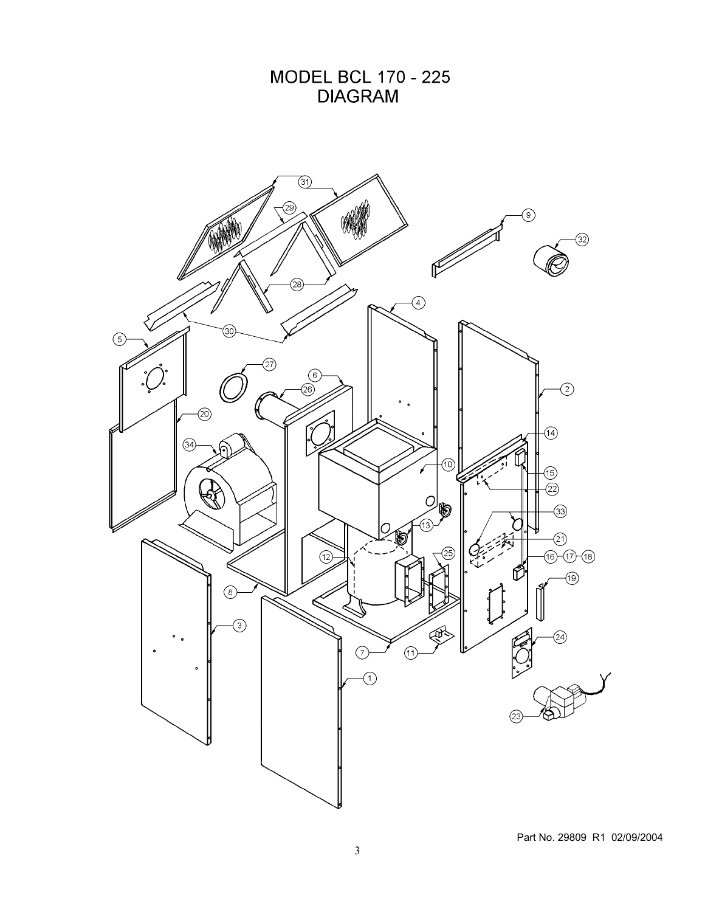# MODEL BCL 170 - 225
# DIAGRAM

Part No. 29809 R1 02/09/2004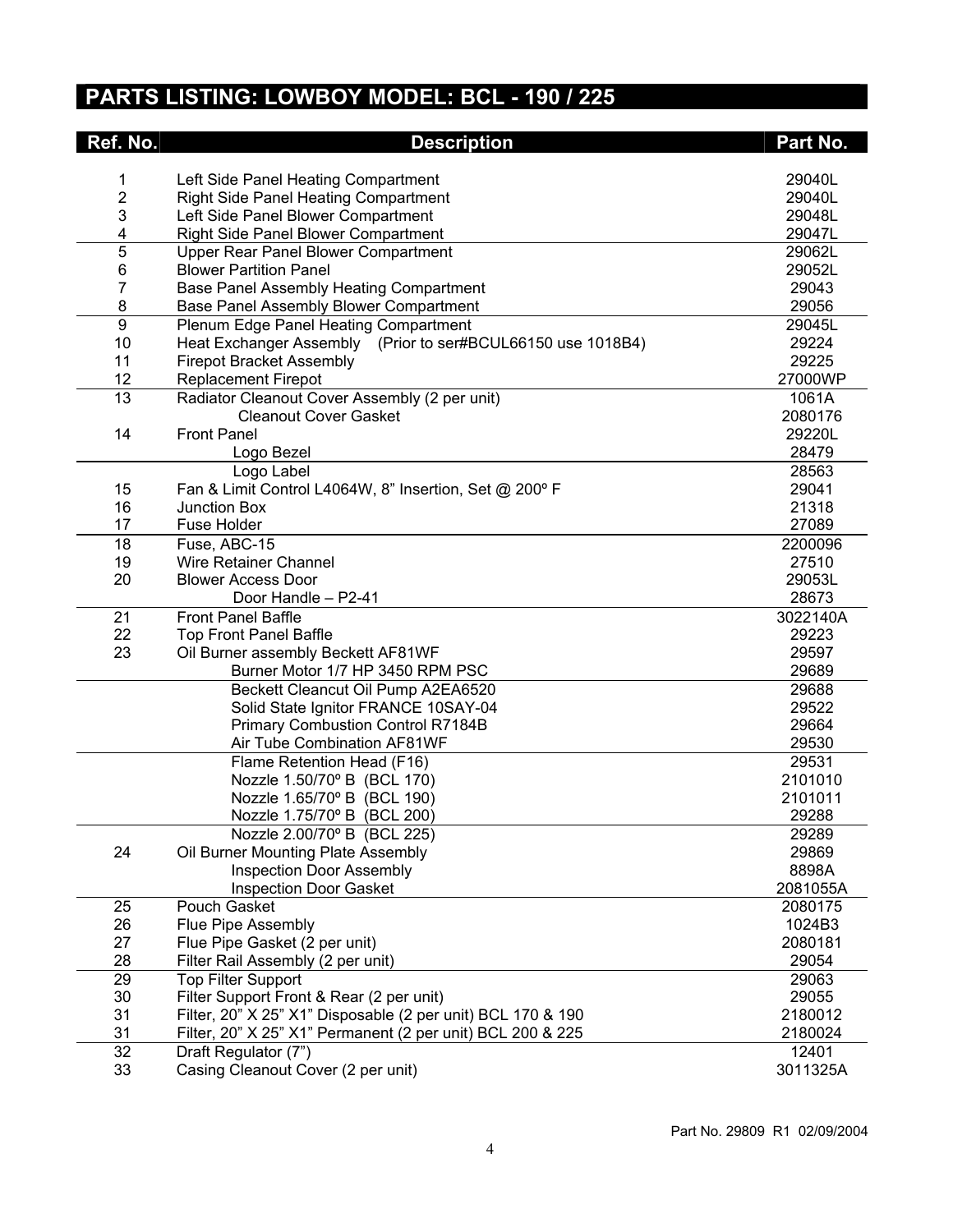## PARTS LISTING: LOWBOY MODEL: BCL - 190 / 225

| Ref. No. | Description | Part No. |
|---|---|---|
| 1 | Left Side Panel Heating Compartment | 29040L |
| 2 | Right Side Panel Heating Compartment | 29040L |
| 3 | Left Side Panel Blower Compartment | 29048L |
| 4 | Right Side Panel Blower Compartment | 29047L |
| 5 | Upper Rear Panel Blower Compartment | 29062L |
| 6 | Blower Partition Panel | 29052L |
| 7 | Base Panel Assembly Heating Compartment | 29043 |
| 8 | Base Panel Assembly Blower Compartment | 29056 |
| 9 | Plenum Edge Panel Heating Compartment | 29045L |
| 10 | Heat Exchanger Assembly (Prior to ser#BCUL66150 use 1018B4) | 29224 |
| 11 | Firepot Bracket Assembly | 29225 |
| 12 | Replacement Firepot | 27000WP |
| 13 | Radiator Cleanout Cover Assembly (2 per unit) | 1061A |
| | Cleanout Cover Gasket | 2080176 |
| 14 | Front Panel | 29220L |
| | Logo Bezel | 28479 |
| | Logo Label | 28563 |
| 15 | Fan & Limit Control L4064W, 8" Insertion, Set @ 200º F | 29041 |
| 16 | Junction Box | 21318 |
| 17 | Fuse Holder | 27089 |
| 18 | Fuse, ABC-15 | 2200096 |
| 19 | Wire Retainer Channel | 27510 |
| 20 | Blower Access Door | 29053L |
| | Door Handle – P2-41 | 28673 |
| 21 | Front Panel Baffle | 3022140A |
| 22 | Top Front Panel Baffle | 29223 |
| 23 | Oil Burner assembly Beckett AF81WF | 29597 |
| | Burner Motor 1/7 HP 3450 RPM PSC | 29689 |
| | Beckett Cleancut Oil Pump A2EA6520 | 29688 |
| | Solid State Ignitor FRANCE 10SAY-04 | 29522 |
| | Primary Combustion Control R7184B | 29664 |
| | Air Tube Combination AF81WF | 29530 |
| | Flame Retention Head (F16) | 29531 |
| | Nozzle 1.50/70º B (BCL 170) | 2101010 |
| | Nozzle 1.65/70º B (BCL 190) | 2101011 |
| | Nozzle 1.75/70º B (BCL 200) | 29288 |
| | Nozzle 2.00/70º B (BCL 225) | 29289 |
| 24 | Oil Burner Mounting Plate Assembly | 29869 |
| | Inspection Door Assembly | 8898A |
| | Inspection Door Gasket | 2081055A |
| 25 | Pouch Gasket | 2080175 |
| 26 | Flue Pipe Assembly | 1024B3 |
| 27 | Flue Pipe Gasket (2 per unit) | 2080181 |
| 28 | Filter Rail Assembly (2 per unit) | 29054 |
| 29 | Top Filter Support | 29063 |
| 30 | Filter Support Front & Rear (2 per unit) | 29055 |
| 31 | Filter, 20" X 25" X1" Disposable (2 per unit) BCL 170 & 190 | 2180012 |
| 31 | Filter, 20" X 25" X1" Permanent (2 per unit) BCL 200 & 225 | 2180024 |
| 32 | Draft Regulator (7") | 12401 |
| 33 | Casing Cleanout Cover (2 per unit) | 3011325A |

Part No. 29809 R1 02/09/2004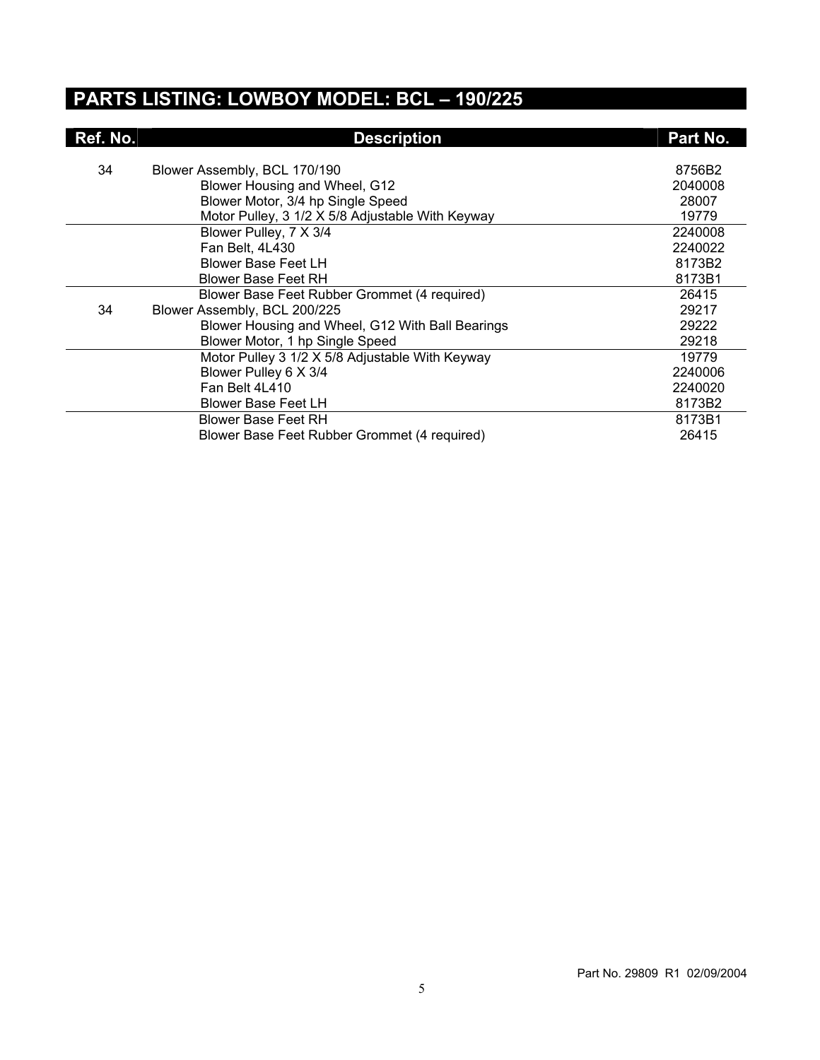# PARTS LISTING: LOWBOY MODEL: BCL – 190/225

| Ref. No. | Description | Part No. |
| --- | --- | --- |
| 34 | Blower Assembly, BCL 170/190 | 8756B2 |
| | Blower Housing and Wheel, G12 | 2040008 |
| | Blower Motor, 3/4 hp Single Speed | 28007 |
| | Motor Pulley, 3 1/2 X 5/8 Adjustable With Keyway | 19779 |
| | Blower Pulley, 7 X 3/4 | 2240008 |
| | Fan Belt, 4L430 | 2240022 |
| | Blower Base Feet LH | 8173B2 |
| | Blower Base Feet RH | 8173B1 |
| | Blower Base Feet Rubber Grommet (4 required) | 26415 |
| 34 | Blower Assembly, BCL 200/225 | 29217 |
| | Blower Housing and Wheel, G12 With Ball Bearings | 29222 |
| | Blower Motor, 1 hp Single Speed | 29218 |
| | Motor Pulley 3 1/2 X 5/8 Adjustable With Keyway | 19779 |
| | Blower Pulley 6 X 3/4 | 2240006 |
| | Fan Belt 4L410 | 2240020 |
| | Blower Base Feet LH | 8173B2 |
| | Blower Base Feet RH | 8173B1 |
| | Blower Base Feet Rubber Grommet (4 required) | 26415 |

Part No. 29809 R1 02/09/2004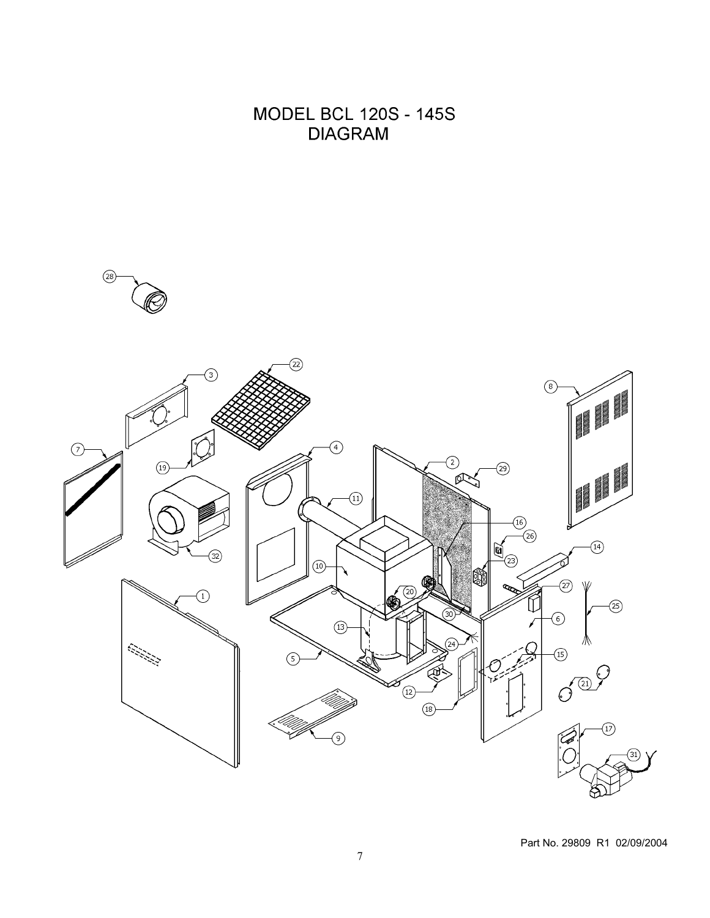# MODEL BCL 120S - 145S DIAGRAM

Part No. 29809 R1 02/09/2004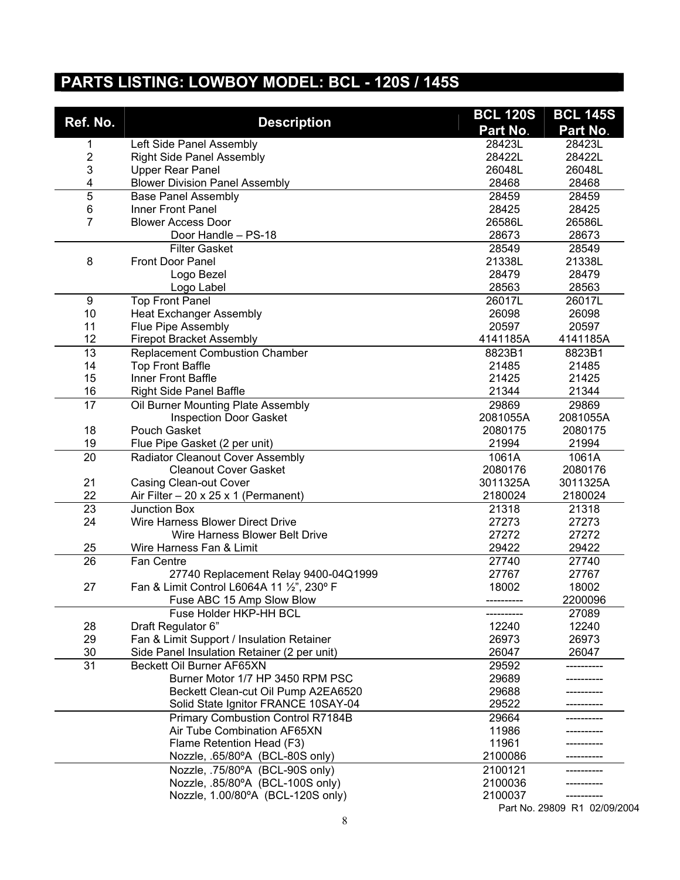## PARTS LISTING: LOWBOY MODEL: BCL - 120S / 145S

| Ref. No. | Description | BCL 120S Part No. | BCL 145S Part No. |
|---|---|---|---|
| 1 | Left Side Panel Assembly | 28423L | 28423L |
| 2 | Right Side Panel Assembly | 28422L | 28422L |
| 3 | Upper Rear Panel | 26048L | 26048L |
| 4 | Blower Division Panel Assembly | 28468 | 28468 |
| 5 | Base Panel Assembly | 28459 | 28459 |
| 6 | Inner Front Panel | 28425 | 28425 |
| 7 | Blower Access Door | 26586L | 26586L |
| | Door Handle – PS-18 | 28673 | 28673 |
| | Filter Gasket | 28549 | 28549 |
| 8 | Front Door Panel | 21338L | 21338L |
| | Logo Bezel | 28479 | 28479 |
| | Logo Label | 28563 | 28563 |
| 9 | Top Front Panel | 26017L | 26017L |
| 10 | Heat Exchanger Assembly | 26098 | 26098 |
| 11 | Flue Pipe Assembly | 20597 | 20597 |
| 12 | Firepot Bracket Assembly | 4141185A | 4141185A |
| 13 | Replacement Combustion Chamber | 8823B1 | 8823B1 |
| 14 | Top Front Baffle | 21485 | 21485 |
| 15 | Inner Front Baffle | 21425 | 21425 |
| 16 | Right Side Panel Baffle | 21344 | 21344 |
| 17 | Oil Burner Mounting Plate Assembly | 29869 | 29869 |
| | Inspection Door Gasket | 2081055A | 2081055A |
| 18 | Pouch Gasket | 2080175 | 2080175 |
| 19 | Flue Pipe Gasket (2 per unit) | 21994 | 21994 |
| 20 | Radiator Cleanout Cover Assembly | 1061A | 1061A |
| | Cleanout Cover Gasket | 2080176 | 2080176 |
| 21 | Casing Clean-out Cover | 3011325A | 3011325A |
| 22 | Air Filter – 20 x 25 x 1 (Permanent) | 2180024 | 2180024 |
| 23 | Junction Box | 21318 | 21318 |
| 24 | Wire Harness Blower Direct Drive | 27273 | 27273 |
| | Wire Harness Blower Belt Drive | 27272 | 27272 |
| 25 | Wire Harness Fan & Limit | 29422 | 29422 |
| 26 | Fan Centre | 27740 | 27740 |
| | 27740 Replacement Relay 9400-04Q1999 | 27767 | 27767 |
| 27 | Fan & Limit Control L6064A 11 ½", 230º F | 18002 | 18002 |
| | Fuse ABC 15 Amp Slow Blow | ---------- | 2200096 |
| | Fuse Holder HKP-HH BCL | ---------- | 27089 |
| 28 | Draft Regulator 6" | 12240 | 12240 |
| 29 | Fan & Limit Support / Insulation Retainer | 26973 | 26973 |
| 30 | Side Panel Insulation Retainer (2 per unit) | 26047 | 26047 |
| 31 | Beckett Oil Burner AF65XN | 29592 | ---------- |
| | Burner Motor 1/7 HP 3450 RPM PSC | 29689 | ---------- |
| | Beckett Clean-cut Oil Pump A2EA6520 | 29688 | ---------- |
| | Solid State Ignitor FRANCE 10SAY-04 | 29522 | ---------- |
| | Primary Combustion Control R7184B | 29664 | ---------- |
| | Air Tube Combination AF65XN | 11986 | ---------- |
| | Flame Retention Head (F3) | 11961 | ---------- |
| | Nozzle, .65/80ºA (BCL-80S only) | 2100086 | ---------- |
| | Nozzle, .75/80ºA (BCL-90S only) | 2100121 | ---------- |
| | Nozzle, .85/80ºA (BCL-100S only) | 2100036 | ---------- |
| | Nozzle, 1.00/80ºA (BCL-120S only) | 2100037 | ---------- |

Part No. 29809 R1 02/09/2004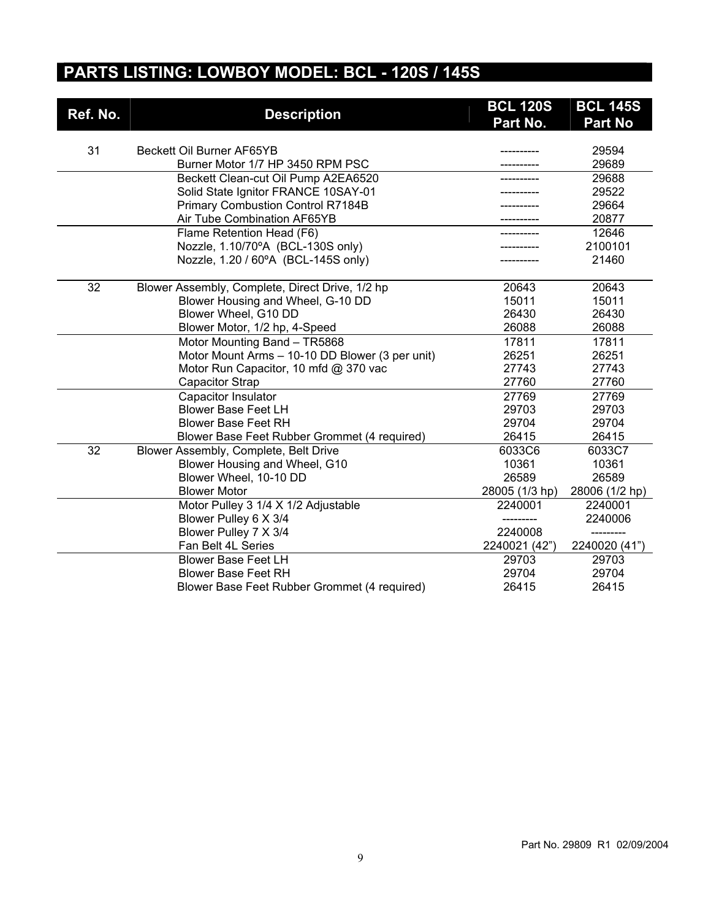## PARTS LISTING: LOWBOY MODEL: BCL - 120S / 145S

| Ref. No. | Description | BCL 120S Part No. | BCL 145S Part No |
|---|---|---|---|
| 31 | Beckett Oil Burner AF65YB | ---------- | 29594 |
| | Burner Motor 1/7 HP 3450 RPM PSC | ---------- | 29689 |
| | Beckett Clean-cut Oil Pump A2EA6520 | ---------- | 29688 |
| | Solid State Ignitor FRANCE 10SAY-01 | ---------- | 29522 |
| | Primary Combustion Control R7184B | ---------- | 29664 |
| | Air Tube Combination AF65YB | ---------- | 20877 |
| | Flame Retention Head (F6) | ---------- | 12646 |
| | Nozzle, 1.10/70ºA (BCL-130S only) | ---------- | 2100101 |
| | Nozzle, 1.20 / 60ºA (BCL-145S only) | ---------- | 21460 |
| 32 | Blower Assembly, Complete, Direct Drive, 1/2 hp | 20643 | 20643 |
| | Blower Housing and Wheel, G-10 DD | 15011 | 15011 |
| | Blower Wheel, G10 DD | 26430 | 26430 |
| | Blower Motor, 1/2 hp, 4-Speed | 26088 | 26088 |
| | Motor Mounting Band – TR5868 | 17811 | 17811 |
| | Motor Mount Arms – 10-10 DD Blower (3 per unit) | 26251 | 26251 |
| | Motor Run Capacitor, 10 mfd @ 370 vac | 27743 | 27743 |
| | Capacitor Strap | 27760 | 27760 |
| | Capacitor Insulator | 27769 | 27769 |
| | Blower Base Feet LH | 29703 | 29703 |
| | Blower Base Feet RH | 29704 | 29704 |
| | Blower Base Feet Rubber Grommet (4 required) | 26415 | 26415 |
| 32 | Blower Assembly, Complete, Belt Drive | 6033C6 | 6033C7 |
| | Blower Housing and Wheel, G10 | 10361 | 10361 |
| | Blower Wheel, 10-10 DD | 26589 | 26589 |
| | Blower Motor | 28005 (1/3 hp) | 28006 (1/2 hp) |
| | Motor Pulley 3 1/4 X 1/2 Adjustable | 2240001 | 2240001 |
| | Blower Pulley 6 X 3/4 | --------- | 2240006 |
| | Blower Pulley 7 X 3/4 | 2240008 | --------- |
| | Fan Belt 4L Series | 2240021 (42") | 2240020 (41") |
| | Blower Base Feet LH | 29703 | 29703 |
| | Blower Base Feet RH | 29704 | 29704 |
| | Blower Base Feet Rubber Grommet (4 required) | 26415 | 26415 |

Part No. 29809 R1 02/09/2004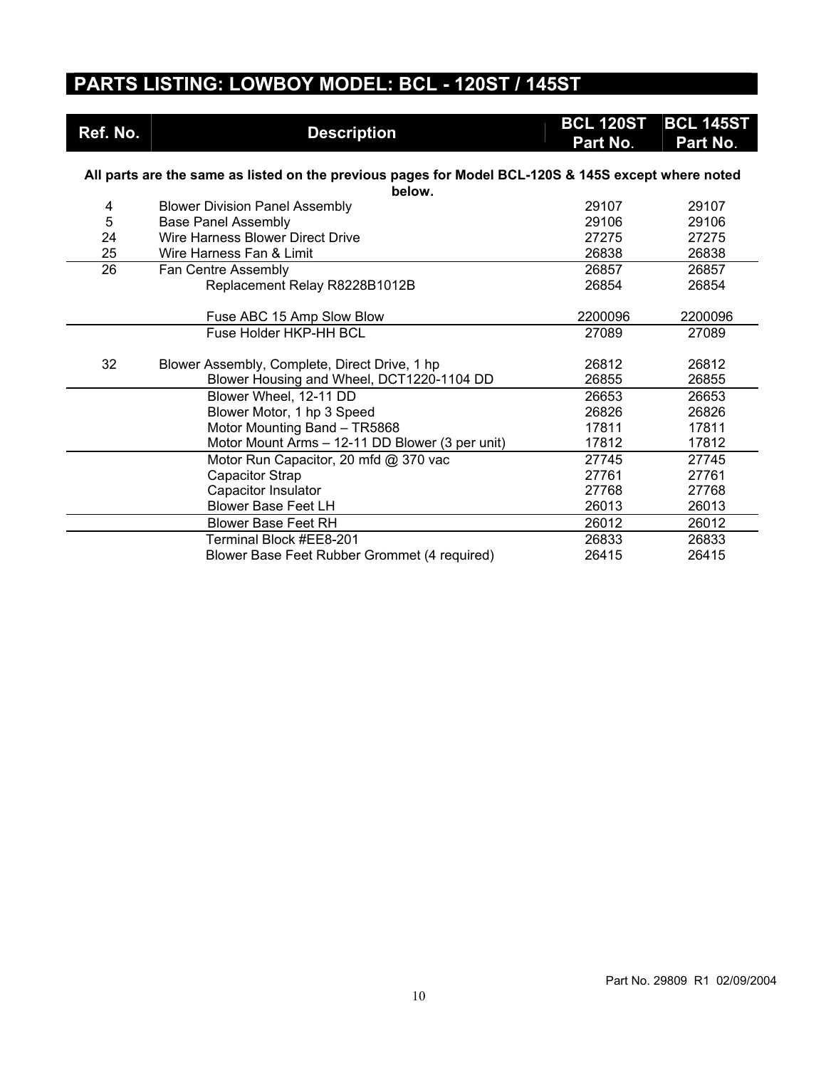# PARTS LISTING: LOWBOY MODEL: BCL - 120ST / 145ST

| Ref. No. | Description | BCL 120ST Part No. | BCL 145ST Part No. |
|---|---|---|---|
| | **All parts are the same as listed on the previous pages for Model BCL-120S & 145S except where noted below.** | | |
| 4 | Blower Division Panel Assembly | 29107 | 29107 |
| 5 | Base Panel Assembly | 29106 | 29106 |
| 24 | Wire Harness Blower Direct Drive | 27275 | 27275 |
| 25 | Wire Harness Fan & Limit | 26838 | 26838 |
| 26 | Fan Centre Assembly | 26857 | 26857 |
| | Replacement Relay R8228B1012B | 26854 | 26854 |
| | Fuse ABC 15 Amp Slow Blow | 2200096 | 2200096 |
| | Fuse Holder HKP-HH BCL | 27089 | 27089 |
| 32 | Blower Assembly, Complete, Direct Drive, 1 hp | 26812 | 26812 |
| | Blower Housing and Wheel, DCT1220-1104 DD | 26855 | 26855 |
| | Blower Wheel, 12-11 DD | 26653 | 26653 |
| | Blower Motor, 1 hp 3 Speed | 26826 | 26826 |
| | Motor Mounting Band – TR5868 | 17811 | 17811 |
| | Motor Mount Arms – 12-11 DD Blower (3 per unit) | 17812 | 17812 |
| | Motor Run Capacitor, 20 mfd @ 370 vac | 27745 | 27745 |
| | Capacitor Strap | 27761 | 27761 |
| | Capacitor Insulator | 27768 | 27768 |
| | Blower Base Feet LH | 26013 | 26013 |
| | Blower Base Feet RH | 26012 | 26012 |
| | Terminal Block #EE8-201 | 26833 | 26833 |
| | Blower Base Feet Rubber Grommet (4 required) | 26415 | 26415 |

Part No. 29809 R1 02/09/2004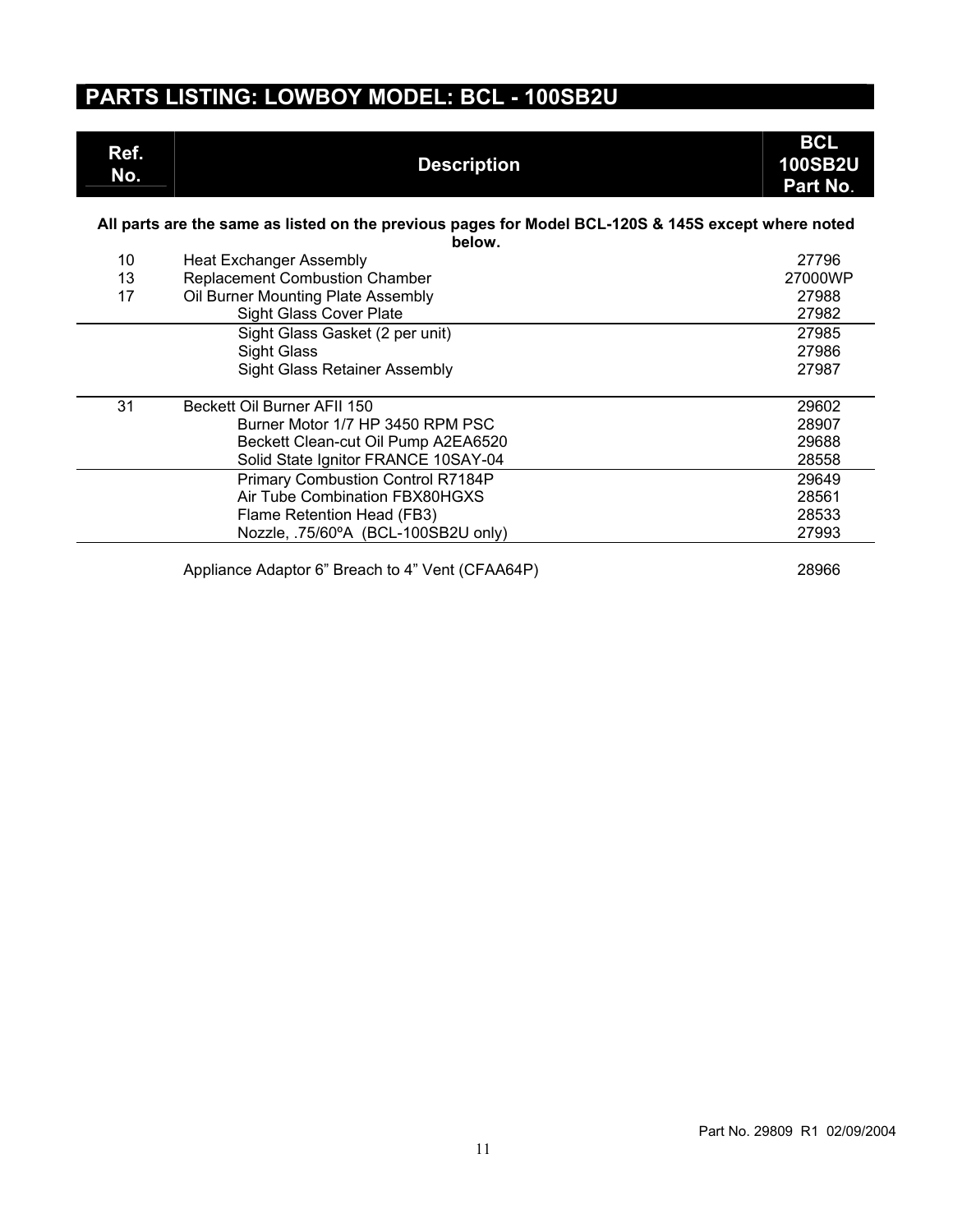## PARTS LISTING: LOWBOY MODEL: BCL - 100SB2U

| Ref. No. | Description | BCL 100SB2U Part No. |
|---|---|---|
| | **All parts are the same as listed on the previous pages for Model BCL-120S & 145S except where noted below.** | |
| 10 | Heat Exchanger Assembly | 27796 |
| 13 | Replacement Combustion Chamber | 27000WP |
| 17 | Oil Burner Mounting Plate Assembly | 27988 |
| | Sight Glass Cover Plate | 27982 |
| | Sight Glass Gasket (2 per unit) | 27985 |
| | Sight Glass | 27986 |
| | Sight Glass Retainer Assembly | 27987 |
| 31 | Beckett Oil Burner AFII 150 | 29602 |
| | Burner Motor 1/7 HP 3450 RPM PSC | 28907 |
| | Beckett Clean-cut Oil Pump A2EA6520 | 29688 |
| | Solid State Ignitor FRANCE 10SAY-04 | 28558 |
| | Primary Combustion Control R7184P | 29649 |
| | Air Tube Combination FBX80HGXS | 28561 |
| | Flame Retention Head (FB3) | 28533 |
| | Nozzle, .75/60ºA (BCL-100SB2U only) | 27993 |
| | Appliance Adaptor 6” Breach to 4” Vent (CFAA64P) | 28966 |

Part No. 29809 R1 02/09/2004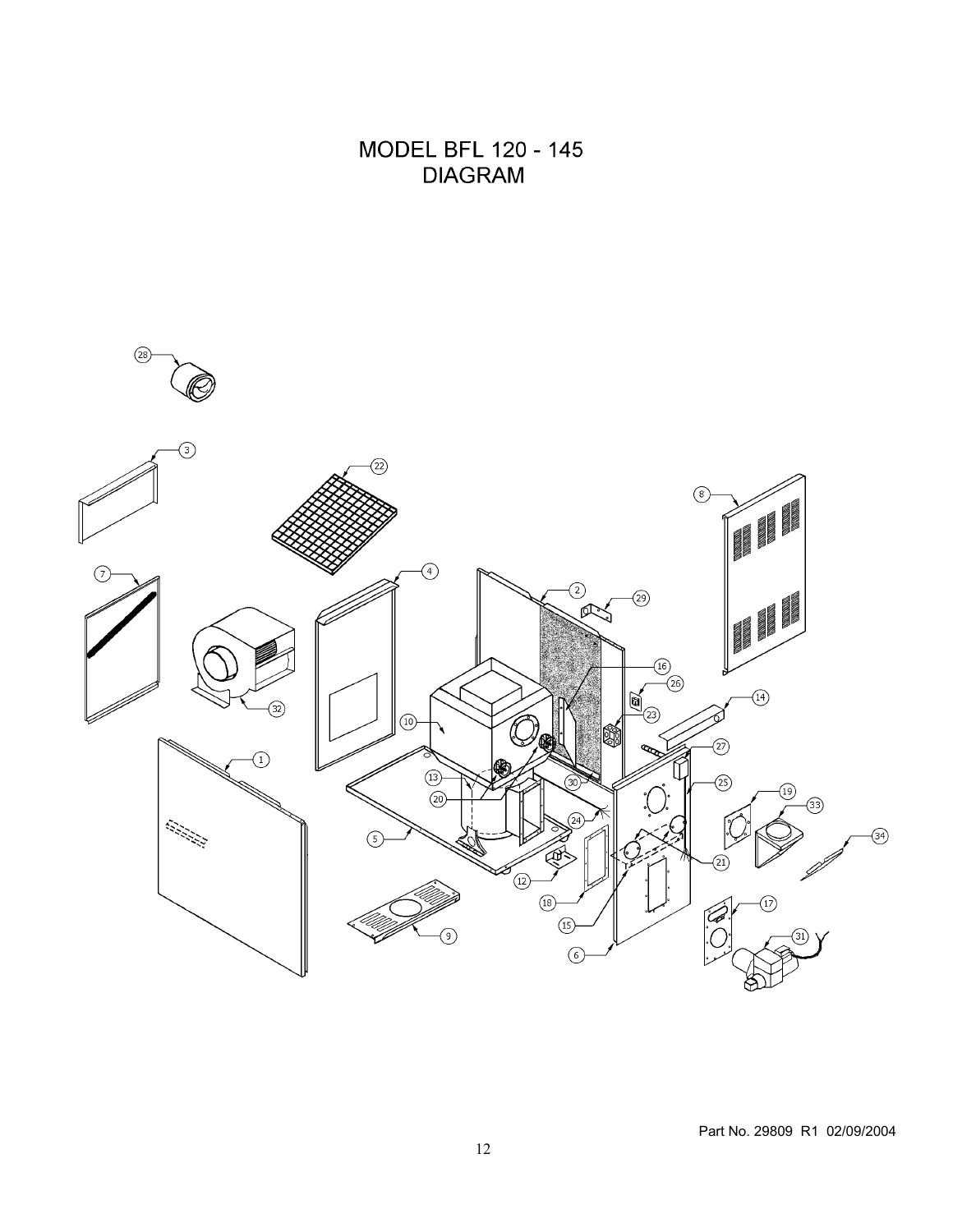# MODEL BFL 120 - 145
# DIAGRAM

Part No. 29809 R1 02/09/2004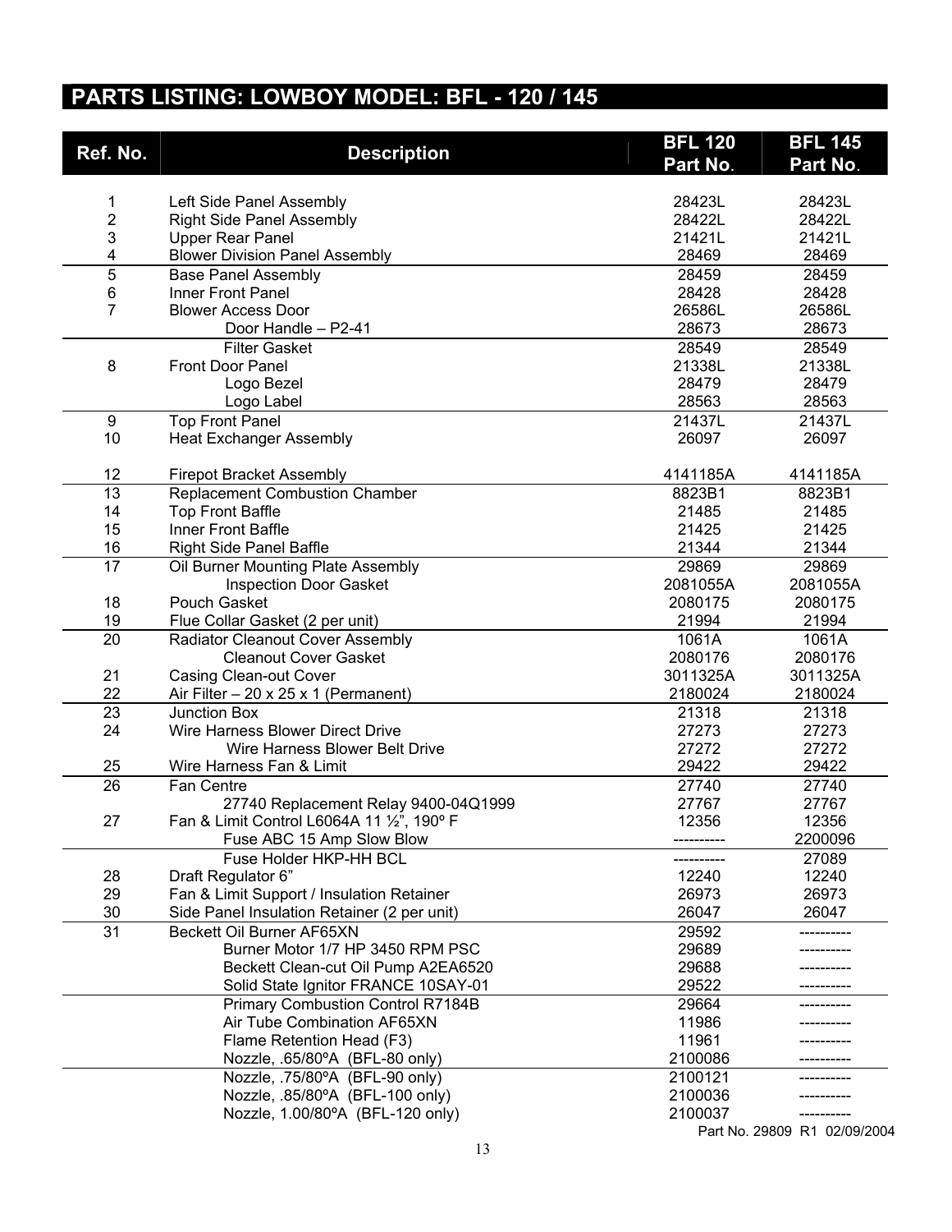## PARTS LISTING: LOWBOY MODEL: BFL - 120 / 145

| Ref. No. | Description | BFL 120 Part No. | BFL 145 Part No. |
|---|---|---|---|
| 1 | Left Side Panel Assembly | 28423L | 28423L |
| 2 | Right Side Panel Assembly | 28422L | 28422L |
| 3 | Upper Rear Panel | 21421L | 21421L |
| 4 | Blower Division Panel Assembly | 28469 | 28469 |
| 5 | Base Panel Assembly | 28459 | 28459 |
| 6 | Inner Front Panel | 28428 | 28428 |
| 7 | Blower Access Door | 26586L | 26586L |
| | Door Handle – P2-41 | 28673 | 28673 |
| | Filter Gasket | 28549 | 28549 |
| 8 | Front Door Panel | 21338L | 21338L |
| | Logo Bezel | 28479 | 28479 |
| | Logo Label | 28563 | 28563 |
| 9 | Top Front Panel | 21437L | 21437L |
| 10 | Heat Exchanger Assembly | 26097 | 26097 |
| 12 | Firepot Bracket Assembly | 4141185A | 4141185A |
| 13 | Replacement Combustion Chamber | 8823B1 | 8823B1 |
| 14 | Top Front Baffle | 21485 | 21485 |
| 15 | Inner Front Baffle | 21425 | 21425 |
| 16 | Right Side Panel Baffle | 21344 | 21344 |
| 17 | Oil Burner Mounting Plate Assembly | 29869 | 29869 |
| | Inspection Door Gasket | 2081055A | 2081055A |
| 18 | Pouch Gasket | 2080175 | 2080175 |
| 19 | Flue Collar Gasket (2 per unit) | 21994 | 21994 |
| 20 | Radiator Cleanout Cover Assembly | 1061A | 1061A |
| | Cleanout Cover Gasket | 2080176 | 2080176 |
| 21 | Casing Clean-out Cover | 3011325A | 3011325A |
| 22 | Air Filter – 20 x 25 x 1 (Permanent) | 2180024 | 2180024 |
| 23 | Junction Box | 21318 | 21318 |
| 24 | Wire Harness Blower Direct Drive | 27273 | 27273 |
| | Wire Harness Blower Belt Drive | 27272 | 27272 |
| 25 | Wire Harness Fan & Limit | 29422 | 29422 |
| 26 | Fan Centre | 27740 | 27740 |
| | 27740 Replacement Relay 9400-04Q1999 | 27767 | 27767 |
| 27 | Fan & Limit Control L6064A 11 ½", 190º F | 12356 | 12356 |
| | Fuse ABC 15 Amp Slow Blow | ---------- | 2200096 |
| | Fuse Holder HKP-HH BCL | ---------- | 27089 |
| 28 | Draft Regulator 6" | 12240 | 12240 |
| 29 | Fan & Limit Support / Insulation Retainer | 26973 | 26973 |
| 30 | Side Panel Insulation Retainer (2 per unit) | 26047 | 26047 |
| 31 | Beckett Oil Burner AF65XN | 29592 | ---------- |
| | Burner Motor 1/7 HP 3450 RPM PSC | 29689 | ---------- |
| | Beckett Clean-cut Oil Pump A2EA6520 | 29688 | ---------- |
| | Solid State Ignitor FRANCE 10SAY-01 | 29522 | ---------- |
| | Primary Combustion Control R7184B | 29664 | ---------- |
| | Air Tube Combination AF65XN | 11986 | ---------- |
| | Flame Retention Head (F3) | 11961 | ---------- |
| | Nozzle, .65/80ºA (BFL-80 only) | 2100086 | ---------- |
| | Nozzle, .75/80ºA (BFL-90 only) | 2100121 | ---------- |
| | Nozzle, .85/80ºA (BFL-100 only) | 2100036 | ---------- |
| | Nozzle, 1.00/80ºA (BFL-120 only) | 2100037 | ---------- |

Part No. 29809 R1 02/09/2004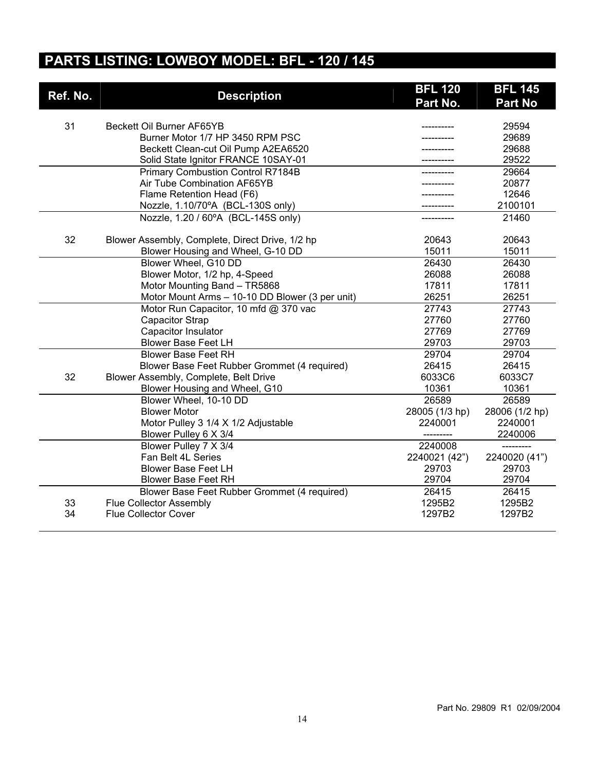## PARTS LISTING: LOWBOY MODEL: BFL - 120 / 145

| Ref. No. | Description | BFL 120 Part No. | BFL 145 Part No |
|---|---|---|---|
| 31 | Beckett Oil Burner AF65YB | ---------- | 29594 |
| | Burner Motor 1/7 HP 3450 RPM PSC | ---------- | 29689 |
| | Beckett Clean-cut Oil Pump A2EA6520 | ---------- | 29688 |
| | Solid State Ignitor FRANCE 10SAY-01 | ---------- | 29522 |
| | Primary Combustion Control R7184B | ---------- | 29664 |
| | Air Tube Combination AF65YB | ---------- | 20877 |
| | Flame Retention Head (F6) | ---------- | 12646 |
| | Nozzle, 1.10/70ºA (BCL-130S only) | ---------- | 2100101 |
| | Nozzle, 1.20 / 60ºA (BCL-145S only) | ---------- | 21460 |
| 32 | Blower Assembly, Complete, Direct Drive, 1/2 hp | 20643 | 20643 |
| | Blower Housing and Wheel, G-10 DD | 15011 | 15011 |
| | Blower Wheel, G10 DD | 26430 | 26430 |
| | Blower Motor, 1/2 hp, 4-Speed | 26088 | 26088 |
| | Motor Mounting Band – TR5868 | 17811 | 17811 |
| | Motor Mount Arms – 10-10 DD Blower (3 per unit) | 26251 | 26251 |
| | Motor Run Capacitor, 10 mfd @ 370 vac | 27743 | 27743 |
| | Capacitor Strap | 27760 | 27760 |
| | Capacitor Insulator | 27769 | 27769 |
| | Blower Base Feet LH | 29703 | 29703 |
| | Blower Base Feet RH | 29704 | 29704 |
| | Blower Base Feet Rubber Grommet (4 required) | 26415 | 26415 |
| 32 | Blower Assembly, Complete, Belt Drive | 6033C6 | 6033C7 |
| | Blower Housing and Wheel, G10 | 10361 | 10361 |
| | Blower Wheel, 10-10 DD | 26589 | 26589 |
| | Blower Motor | 28005 (1/3 hp) | 28006 (1/2 hp) |
| | Motor Pulley 3 1/4 X 1/2 Adjustable | 2240001 | 2240001 |
| | Blower Pulley 6 X 3/4 | --------- | 2240006 |
| | Blower Pulley 7 X 3/4 | 2240008 | --------- |
| | Fan Belt 4L Series | 2240021 (42") | 2240020 (41") |
| | Blower Base Feet LH | 29703 | 29703 |
| | Blower Base Feet RH | 29704 | 29704 |
| | Blower Base Feet Rubber Grommet (4 required) | 26415 | 26415 |
| 33 | Flue Collector Assembly | 1295B2 | 1295B2 |
| 34 | Flue Collector Cover | 1297B2 | 1297B2 |

Part No. 29809 R1 02/09/2004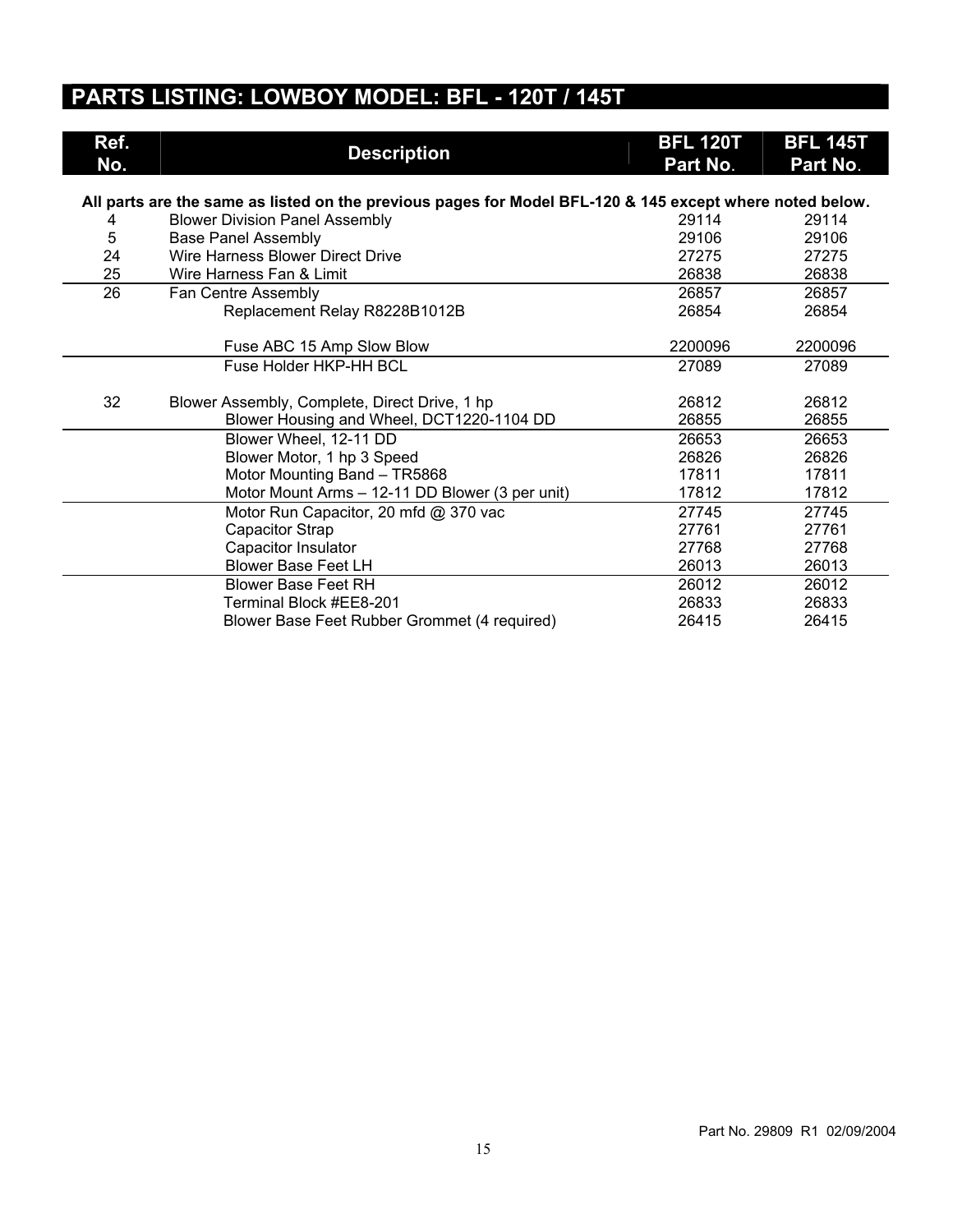# PARTS LISTING: LOWBOY MODEL: BFL - 120T / 145T

| Ref. No. | Description | BFL 120T Part No. | BFL 145T Part No. |
|---|---|---|---|
| | **All parts are the same as listed on the previous pages for Model BFL-120 & 145 except where noted below.** | | |
| 4 | Blower Division Panel Assembly | 29114 | 29114 |
| 5 | Base Panel Assembly | 29106 | 29106 |
| 24 | Wire Harness Blower Direct Drive | 27275 | 27275 |
| 25 | Wire Harness Fan & Limit | 26838 | 26838 |
| 26 | Fan Centre Assembly | 26857 | 26857 |
| | Replacement Relay R8228B1012B | 26854 | 26854 |
| | Fuse ABC 15 Amp Slow Blow | 2200096 | 2200096 |
| | Fuse Holder HKP-HH BCL | 27089 | 27089 |
| 32 | Blower Assembly, Complete, Direct Drive, 1 hp | 26812 | 26812 |
| | Blower Housing and Wheel, DCT1220-1104 DD | 26855 | 26855 |
| | Blower Wheel, 12-11 DD | 26653 | 26653 |
| | Blower Motor, 1 hp 3 Speed | 26826 | 26826 |
| | Motor Mounting Band – TR5868 | 17811 | 17811 |
| | Motor Mount Arms – 12-11 DD Blower (3 per unit) | 17812 | 17812 |
| | Motor Run Capacitor, 20 mfd @ 370 vac | 27745 | 27745 |
| | Capacitor Strap | 27761 | 27761 |
| | Capacitor Insulator | 27768 | 27768 |
| | Blower Base Feet LH | 26013 | 26013 |
| | Blower Base Feet RH | 26012 | 26012 |
| | Terminal Block #EE8-201 | 26833 | 26833 |
| | Blower Base Feet Rubber Grommet (4 required) | 26415 | 26415 |

Part No. 29809 R1 02/09/2004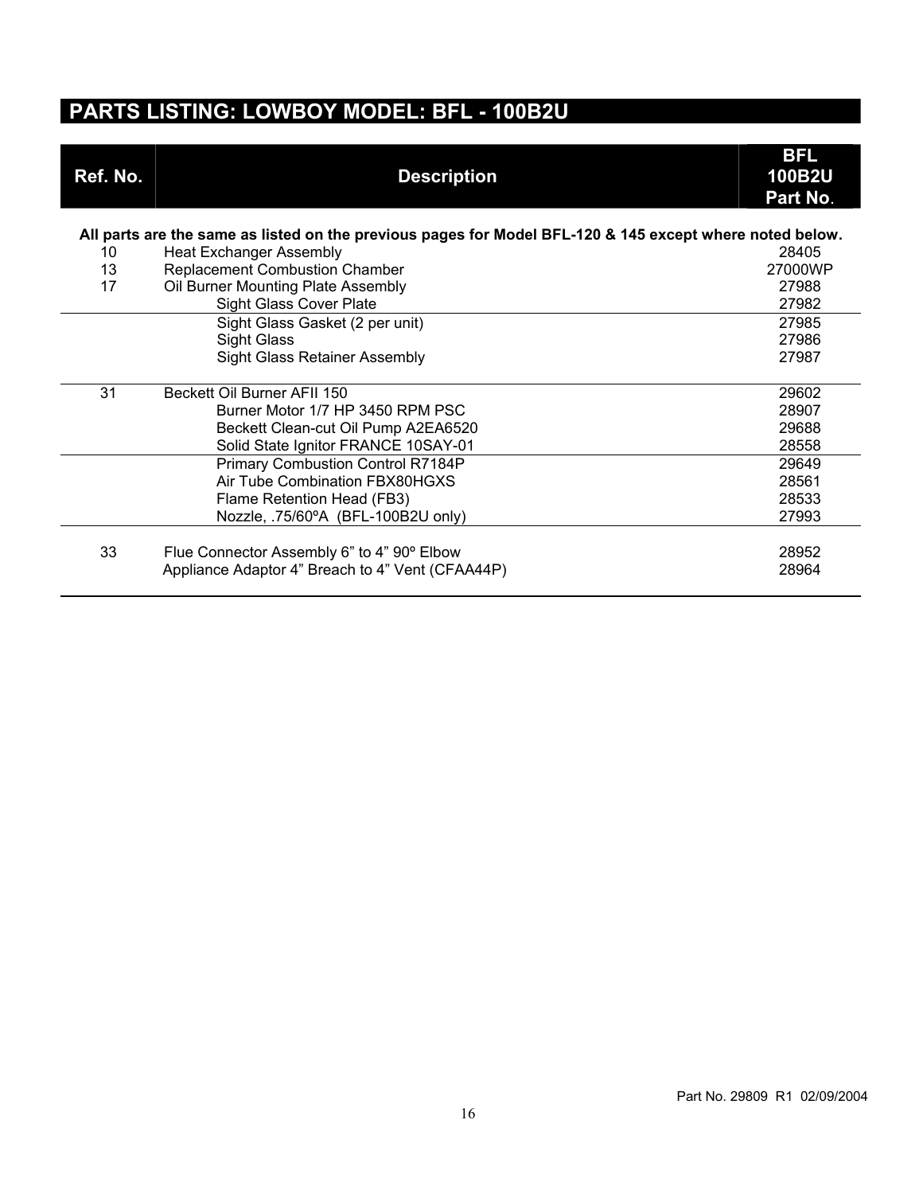## PARTS LISTING: LOWBOY MODEL: BFL - 100B2U

| Ref. No. | Description | BFL 100B2U Part No. |
|---|---|---|
| | **All parts are the same as listed on the previous pages for Model BFL-120 & 145 except where noted below.** | |
| 10 | Heat Exchanger Assembly | 28405 |
| 13 | Replacement Combustion Chamber | 27000WP |
| 17 | Oil Burner Mounting Plate Assembly | 27988 |
| | Sight Glass Cover Plate | 27982 |
| | Sight Glass Gasket (2 per unit) | 27985 |
| | Sight Glass | 27986 |
| | Sight Glass Retainer Assembly | 27987 |
| 31 | Beckett Oil Burner AFII 150 | 29602 |
| | Burner Motor 1/7 HP 3450 RPM PSC | 28907 |
| | Beckett Clean-cut Oil Pump A2EA6520 | 29688 |
| | Solid State Ignitor FRANCE 10SAY-01 | 28558 |
| | Primary Combustion Control R7184P | 29649 |
| | Air Tube Combination FBX80HGXS | 28561 |
| | Flame Retention Head (FB3) | 28533 |
| | Nozzle, .75/60ºA (BFL-100B2U only) | 27993 |
| 33 | Flue Connector Assembly 6” to 4” 90º Elbow | 28952 |
| | Appliance Adaptor 4” Breach to 4” Vent (CFAA44P) | 28964 |

Part No. 29809 R1 02/09/2004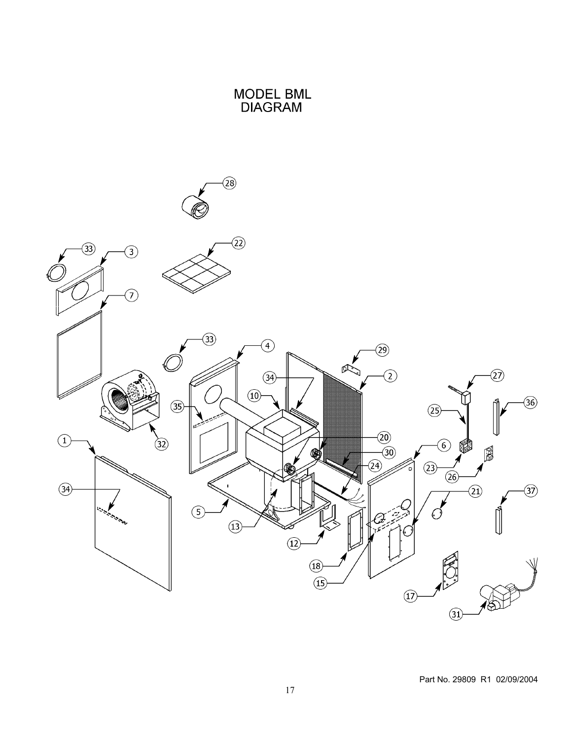# MODEL BML DIAGRAM

Part No. 29809 R1 02/09/2004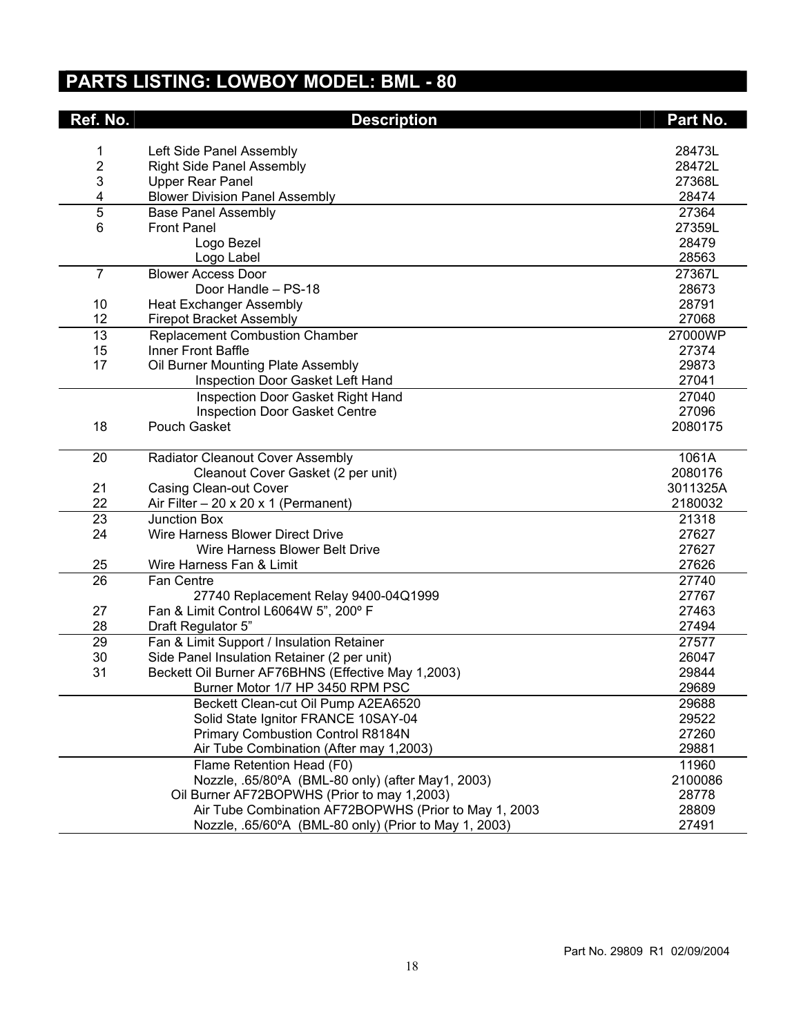# PARTS LISTING: LOWBOY MODEL: BML - 80

| Ref. No. | Description | Part No. |
|---|---|---|
| 1 | Left Side Panel Assembly | 28473L |
| 2 | Right Side Panel Assembly | 28472L |
| 3 | Upper Rear Panel | 27368L |
| 4 | Blower Division Panel Assembly | 28474 |
| 5 | Base Panel Assembly | 27364 |
| 6 | Front Panel | 27359L |
| | Logo Bezel | 28479 |
| | Logo Label | 28563 |
| 7 | Blower Access Door | 27367L |
| | Door Handle – PS-18 | 28673 |
| 10 | Heat Exchanger Assembly | 28791 |
| 12 | Firepot Bracket Assembly | 27068 |
| 13 | Replacement Combustion Chamber | 27000WP |
| 15 | Inner Front Baffle | 27374 |
| 17 | Oil Burner Mounting Plate Assembly | 29873 |
| | Inspection Door Gasket Left Hand | 27041 |
| | Inspection Door Gasket Right Hand | 27040 |
| | Inspection Door Gasket Centre | 27096 |
| 18 | Pouch Gasket | 2080175 |
| 20 | Radiator Cleanout Cover Assembly | 1061A |
| | Cleanout Cover Gasket (2 per unit) | 2080176 |
| 21 | Casing Clean-out Cover | 3011325A |
| 22 | Air Filter – 20 x 20 x 1 (Permanent) | 2180032 |
| 23 | Junction Box | 21318 |
| 24 | Wire Harness Blower Direct Drive | 27627 |
| | Wire Harness Blower Belt Drive | 27627 |
| 25 | Wire Harness Fan & Limit | 27626 |
| 26 | Fan Centre | 27740 |
| | 27740 Replacement Relay 9400-04Q1999 | 27767 |
| 27 | Fan & Limit Control L6064W 5", 200º F | 27463 |
| 28 | Draft Regulator 5" | 27494 |
| 29 | Fan & Limit Support / Insulation Retainer | 27577 |
| 30 | Side Panel Insulation Retainer (2 per unit) | 26047 |
| 31 | Beckett Oil Burner AF76BHNS (Effective May 1,2003) | 29844 |
| | Burner Motor 1/7 HP 3450 RPM PSC | 29689 |
| | Beckett Clean-cut Oil Pump A2EA6520 | 29688 |
| | Solid State Ignitor FRANCE 10SAY-04 | 29522 |
| | Primary Combustion Control R8184N | 27260 |
| | Air Tube Combination (After may 1,2003) | 29881 |
| | Flame Retention Head (F0) | 11960 |
| | Nozzle, .65/80ºA (BML-80 only) (after May1, 2003) | 2100086 |
| | Oil Burner AF72BOPWHS (Prior to may 1,2003) | 28778 |
| | Air Tube Combination AF72BOPWHS (Prior to May 1, 2003 | 28809 |
| | Nozzle, .65/60ºA (BML-80 only) (Prior to May 1, 2003) | 27491 |

Part No. 29809 R1 02/09/2004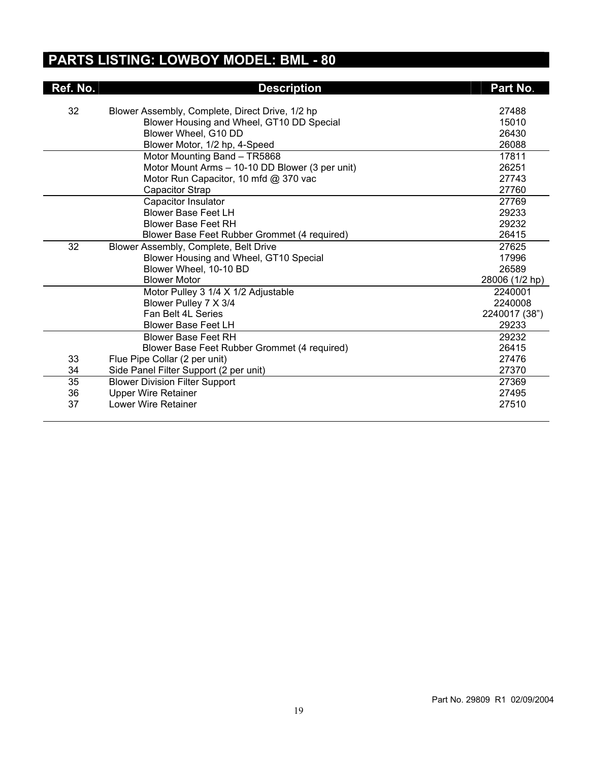## PARTS LISTING: LOWBOY MODEL: BML - 80

| Ref. No. | Description | Part No. |
|---|---|---|
| 32 | Blower Assembly, Complete, Direct Drive, 1/2 hp | 27488 |
| | Blower Housing and Wheel, GT10 DD Special | 15010 |
| | Blower Wheel, G10 DD | 26430 |
| | Blower Motor, 1/2 hp, 4-Speed | 26088 |
| | Motor Mounting Band – TR5868 | 17811 |
| | Motor Mount Arms – 10-10 DD Blower (3 per unit) | 26251 |
| | Motor Run Capacitor, 10 mfd @ 370 vac | 27743 |
| | Capacitor Strap | 27760 |
| | Capacitor Insulator | 27769 |
| | Blower Base Feet LH | 29233 |
| | Blower Base Feet RH | 29232 |
| | Blower Base Feet Rubber Grommet (4 required) | 26415 |
| 32 | Blower Assembly, Complete, Belt Drive | 27625 |
| | Blower Housing and Wheel, GT10 Special | 17996 |
| | Blower Wheel, 10-10 BD | 26589 |
| | Blower Motor | 28006 (1/2 hp) |
| | Motor Pulley 3 1/4 X 1/2 Adjustable | 2240001 |
| | Blower Pulley 7 X 3/4 | 2240008 |
| | Fan Belt 4L Series | 2240017 (38") |
| | Blower Base Feet LH | 29233 |
| | Blower Base Feet RH | 29232 |
| | Blower Base Feet Rubber Grommet (4 required) | 26415 |
| 33 | Flue Pipe Collar (2 per unit) | 27476 |
| 34 | Side Panel Filter Support (2 per unit) | 27370 |
| 35 | Blower Division Filter Support | 27369 |
| 36 | Upper Wire Retainer | 27495 |
| 37 | Lower Wire Retainer | 27510 |

Part No. 29809 R1 02/09/2004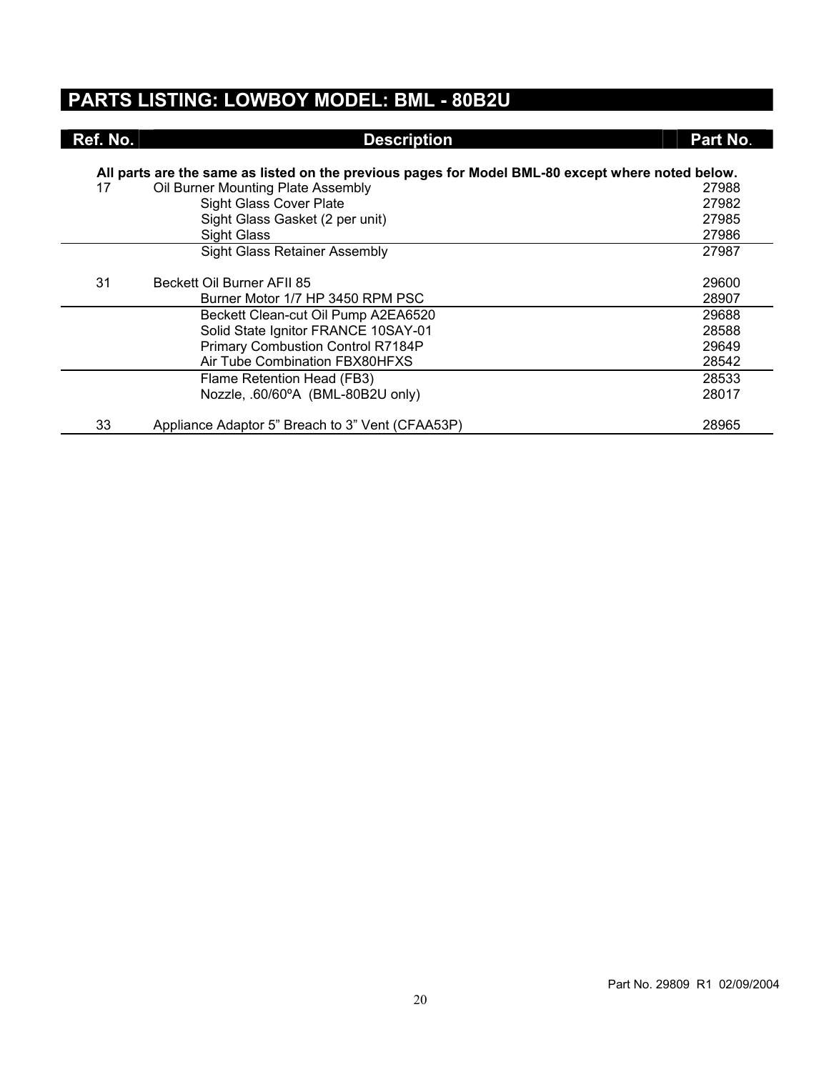# PARTS LISTING: LOWBOY MODEL: BML - 80B2U

| Ref. No. | Description | Part No. |
| --- | --- | --- |
| | **All parts are the same as listed on the previous pages for Model BML-80 except where noted below.** | |
| 17 | Oil Burner Mounting Plate Assembly | 27988 |
| | Sight Glass Cover Plate | 27982 |
| | Sight Glass Gasket (2 per unit) | 27985 |
| | Sight Glass | 27986 |
| | Sight Glass Retainer Assembly | 27987 |
| 31 | Beckett Oil Burner AFII 85 | 29600 |
| | Burner Motor 1/7 HP 3450 RPM PSC | 28907 |
| | Beckett Clean-cut Oil Pump A2EA6520 | 29688 |
| | Solid State Ignitor FRANCE 10SAY-01 | 28588 |
| | Primary Combustion Control R7184P | 29649 |
| | Air Tube Combination FBX80HFXS | 28542 |
| | Flame Retention Head (FB3) | 28533 |
| | Nozzle, .60/60ºA (BML-80B2U only) | 28017 |
| 33 | Appliance Adaptor 5" Breach to 3" Vent (CFAA53P) | 28965 |

Part No. 29809 R1 02/09/2004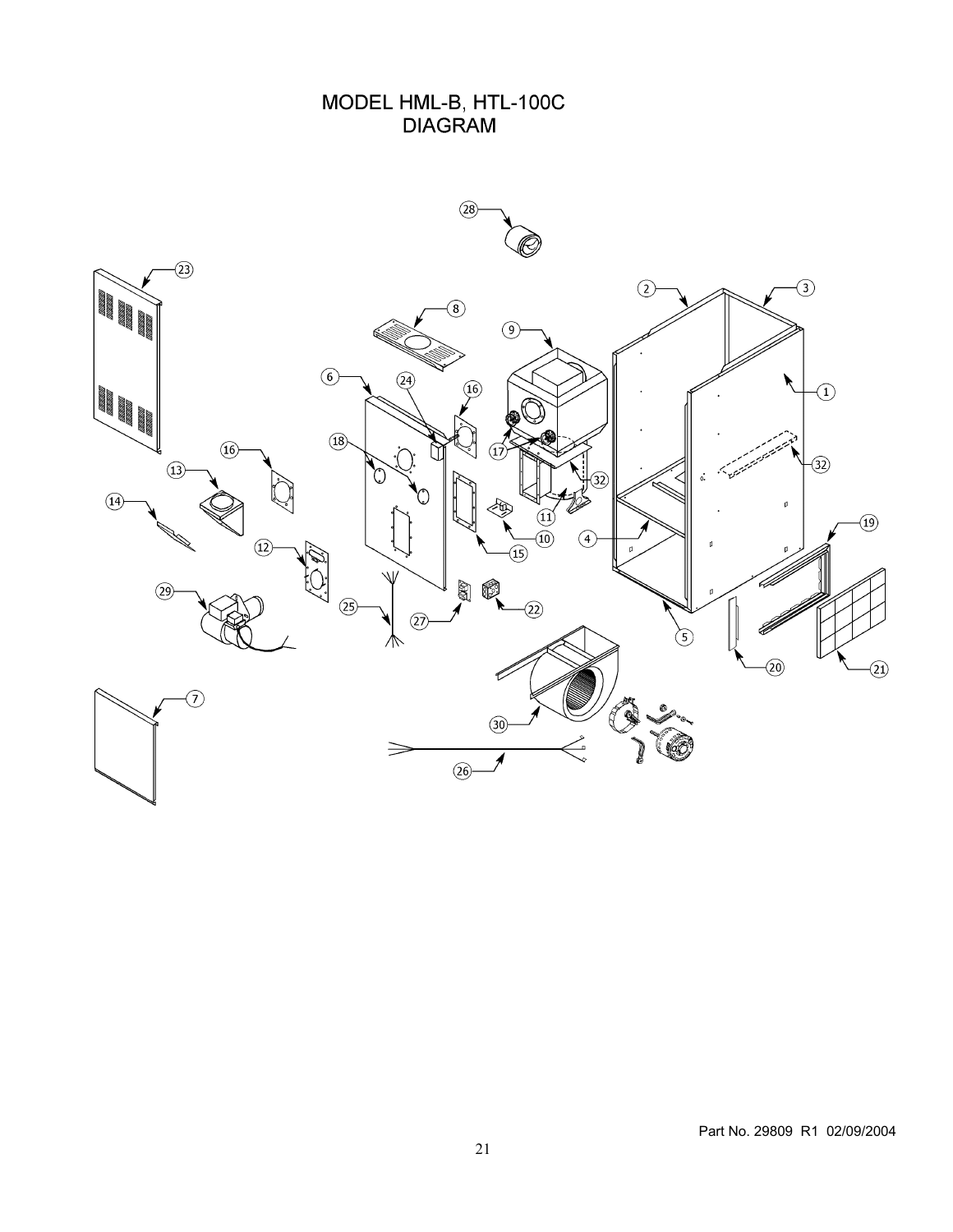# MODEL HML-B, HTL-100C DIAGRAM

Part No. 29809 R1 02/09/2004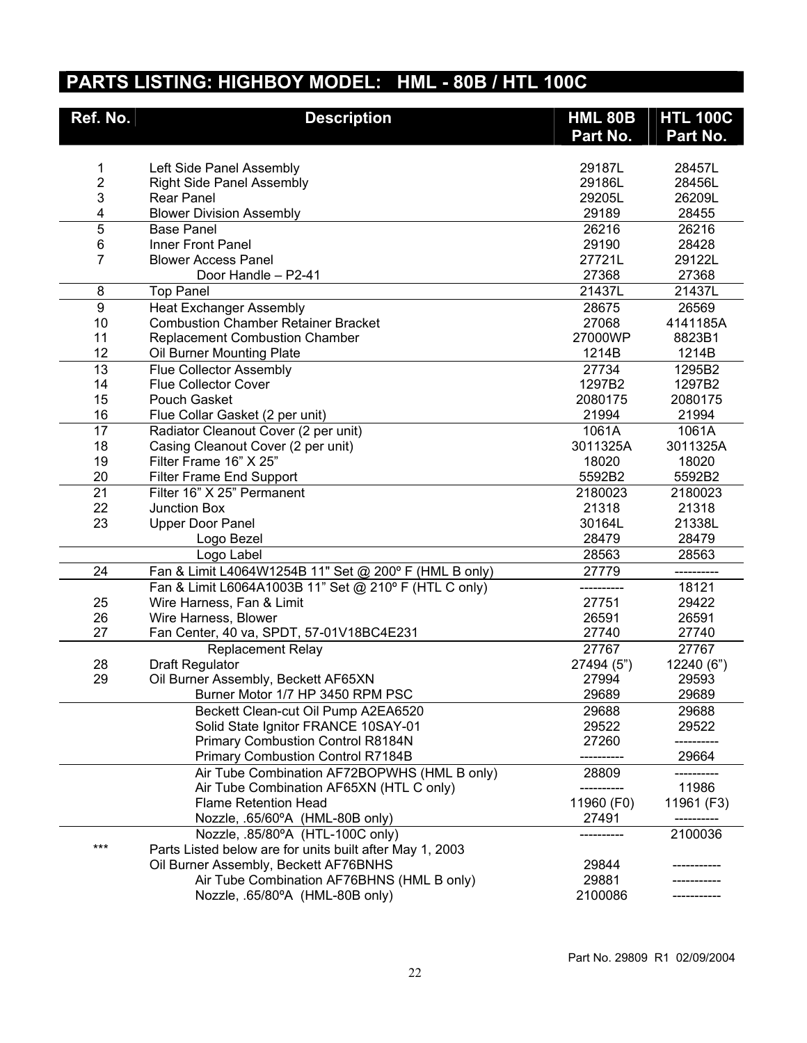## PARTS LISTING: HIGHBOY MODEL: HML - 80B / HTL 100C

| Ref. No. | Description | HML 80B Part No. | HTL 100C Part No. |
|---|---|---|---|
| 1 | Left Side Panel Assembly | 29187L | 28457L |
| 2 | Right Side Panel Assembly | 29186L | 28456L |
| 3 | Rear Panel | 29205L | 26209L |
| 4 | Blower Division Assembly | 29189 | 28455 |
| 5 | Base Panel | 26216 | 26216 |
| 6 | Inner Front Panel | 29190 | 28428 |
| 7 | Blower Access Panel | 27721L | 29122L |
| | Door Handle – P2-41 | 27368 | 27368 |
| 8 | Top Panel | 21437L | 21437L |
| 9 | Heat Exchanger Assembly | 28675 | 26569 |
| 10 | Combustion Chamber Retainer Bracket | 27068 | 4141185A |
| 11 | Replacement Combustion Chamber | 27000WP | 8823B1 |
| 12 | Oil Burner Mounting Plate | 1214B | 1214B |
| 13 | Flue Collector Assembly | 27734 | 1295B2 |
| 14 | Flue Collector Cover | 1297B2 | 1297B2 |
| 15 | Pouch Gasket | 2080175 | 2080175 |
| 16 | Flue Collar Gasket (2 per unit) | 21994 | 21994 |
| 17 | Radiator Cleanout Cover (2 per unit) | 1061A | 1061A |
| 18 | Casing Cleanout Cover (2 per unit) | 3011325A | 3011325A |
| 19 | Filter Frame 16" X 25" | 18020 | 18020 |
| 20 | Filter Frame End Support | 5592B2 | 5592B2 |
| 21 | Filter 16" X 25" Permanent | 2180023 | 2180023 |
| 22 | Junction Box | 21318 | 21318 |
| 23 | Upper Door Panel | 30164L | 21338L |
| | Logo Bezel | 28479 | 28479 |
| | Logo Label | 28563 | 28563 |
| 24 | Fan & Limit L4064W1254B 11" Set @ 200º F (HML B only) | 27779 | ---------- |
| | Fan & Limit L6064A1003B 11" Set @ 210º F (HTL C only) | ---------- | 18121 |
| 25 | Wire Harness, Fan & Limit | 27751 | 29422 |
| 26 | Wire Harness, Blower | 26591 | 26591 |
| 27 | Fan Center, 40 va, SPDT, 57-01V18BC4E231 | 27740 | 27740 |
| | Replacement Relay | 27767 | 27767 |
| 28 | Draft Regulator | 27494 (5") | 12240 (6") |
| 29 | Oil Burner Assembly, Beckett AF65XN | 27994 | 29593 |
| | Burner Motor 1/7 HP 3450 RPM PSC | 29689 | 29689 |
| | Beckett Clean-cut Oil Pump A2EA6520 | 29688 | 29688 |
| | Solid State Ignitor FRANCE 10SAY-01 | 29522 | 29522 |
| | Primary Combustion Control R8184N | 27260 | ---------- |
| | Primary Combustion Control R7184B | ---------- | 29664 |
| | Air Tube Combination AF72BOPWHS (HML B only) | 28809 | ---------- |
| | Air Tube Combination AF65XN (HTL C only) | ---------- | 11986 |
| | Flame Retention Head | 11960 (F0) | 11961 (F3) |
| | Nozzle, .65/60ºA (HML-80B only) | 27491 | ---------- |
| | Nozzle, .85/80ºA (HTL-100C only) | ---------- | 2100036 |
| *** | Parts Listed below are for units built after May 1, 2003 | | |
| | Oil Burner Assembly, Beckett AF76BNHS | 29844 | ----------- |
| | Air Tube Combination AF76BHNS (HML B only) | 29881 | ----------- |
| | Nozzle, .65/80ºA (HML-80B only) | 2100086 | ----------- |

Part No. 29809 R1 02/09/2004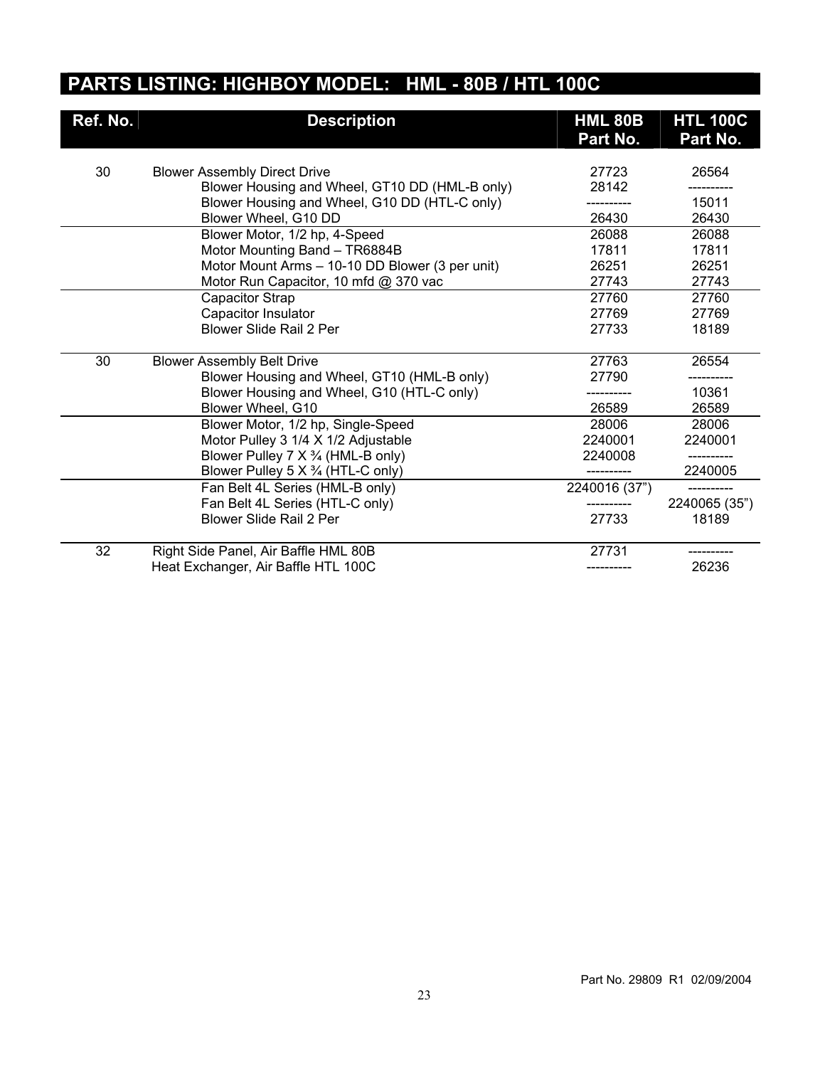## PARTS LISTING: HIGHBOY MODEL: HML - 80B / HTL 100C

| Ref. No. | Description | HML 80B Part No. | HTL 100C Part No. |
|---|---|---|---|
| 30 | Blower Assembly Direct Drive | 27723 | 26564 |
| | Blower Housing and Wheel, GT10 DD (HML-B only) | 28142 | ---------- |
| | Blower Housing and Wheel, G10 DD (HTL-C only) | ---------- | 15011 |
| | Blower Wheel, G10 DD | 26430 | 26430 |
| | Blower Motor, 1/2 hp, 4-Speed | 26088 | 26088 |
| | Motor Mounting Band – TR6884B | 17811 | 17811 |
| | Motor Mount Arms – 10-10 DD Blower (3 per unit) | 26251 | 26251 |
| | Motor Run Capacitor, 10 mfd @ 370 vac | 27743 | 27743 |
| | Capacitor Strap | 27760 | 27760 |
| | Capacitor Insulator | 27769 | 27769 |
| | Blower Slide Rail 2 Per | 27733 | 18189 |
| 30 | Blower Assembly Belt Drive | 27763 | 26554 |
| | Blower Housing and Wheel, GT10 (HML-B only) | 27790 | ---------- |
| | Blower Housing and Wheel, G10 (HTL-C only) | ---------- | 10361 |
| | Blower Wheel, G10 | 26589 | 26589 |
| | Blower Motor, 1/2 hp, Single-Speed | 28006 | 28006 |
| | Motor Pulley 3 1/4 X 1/2 Adjustable | 2240001 | 2240001 |
| | Blower Pulley 7 X ¾ (HML-B only) | 2240008 | ---------- |
| | Blower Pulley 5 X ¾ (HTL-C only) | ---------- | 2240005 |
| | Fan Belt 4L Series (HML-B only) | 2240016 (37") | ---------- |
| | Fan Belt 4L Series (HTL-C only) | ---------- | 2240065 (35") |
| | Blower Slide Rail 2 Per | 27733 | 18189 |
| 32 | Right Side Panel, Air Baffle HML 80B | 27731 | ---------- |
| | Heat Exchanger, Air Baffle HTL 100C | ---------- | 26236 |

Part No. 29809 R1 02/09/2004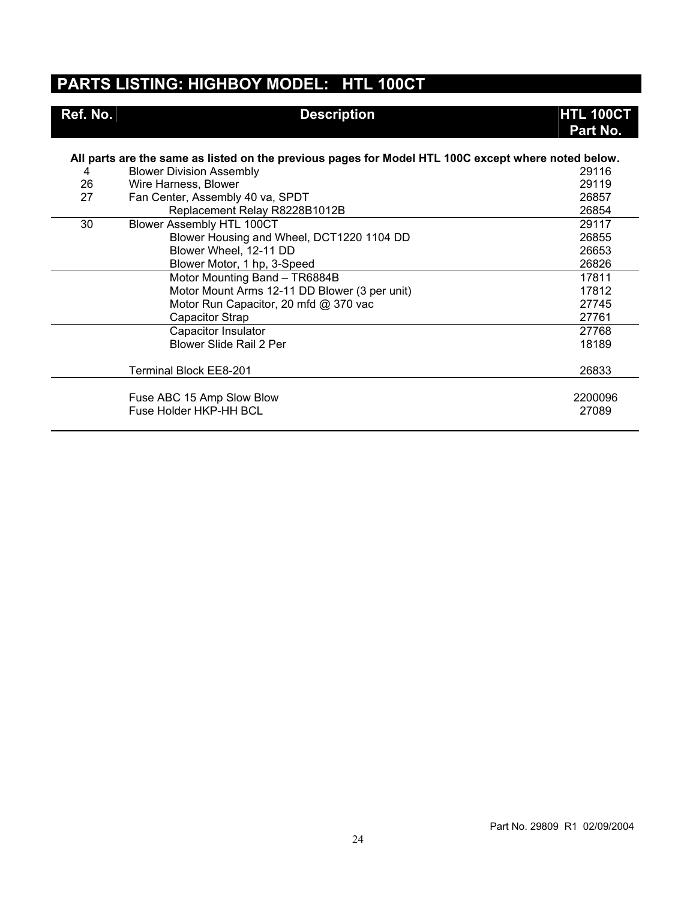## PARTS LISTING: HIGHBOY MODEL: HTL 100CT

| Ref. No. | Description | HTL 100CT Part No. |
|---|---|---|
| | **All parts are the same as listed on the previous pages for Model HTL 100C except where noted below.** | |
| 4 | Blower Division Assembly | 29116 |
| 26 | Wire Harness, Blower | 29119 |
| 27 | Fan Center, Assembly 40 va, SPDT | 26857 |
| | Replacement Relay R8228B1012B | 26854 |
| 30 | Blower Assembly HTL 100CT | 29117 |
| | Blower Housing and Wheel, DCT1220 1104 DD | 26855 |
| | Blower Wheel, 12-11 DD | 26653 |
| | Blower Motor, 1 hp, 3-Speed | 26826 |
| | Motor Mounting Band – TR6884B | 17811 |
| | Motor Mount Arms 12-11 DD Blower (3 per unit) | 17812 |
| | Motor Run Capacitor, 20 mfd @ 370 vac | 27745 |
| | Capacitor Strap | 27761 |
| | Capacitor Insulator | 27768 |
| | Blower Slide Rail 2 Per | 18189 |
| | Terminal Block EE8-201 | 26833 |
| | Fuse ABC 15 Amp Slow Blow | 2200096 |
| | Fuse Holder HKP-HH BCL | 27089 |

Part No. 29809 R1 02/09/2004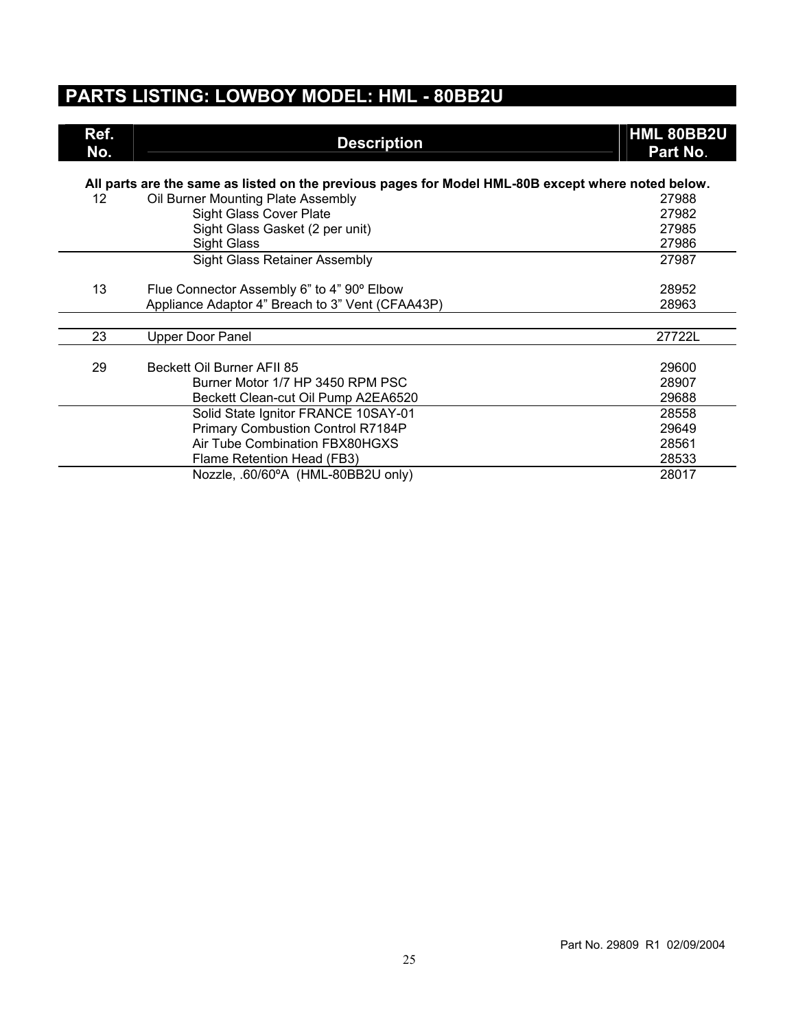## PARTS LISTING: LOWBOY MODEL: HML - 80BB2U

| Ref. No. | Description | HML 80BB2U Part No. |
|---|---|---|
| | **All parts are the same as listed on the previous pages for Model HML-80B except where noted below.** | |
| 12 | Oil Burner Mounting Plate Assembly | 27988 |
| | Sight Glass Cover Plate | 27982 |
| | Sight Glass Gasket (2 per unit) | 27985 |
| | Sight Glass | 27986 |
| | Sight Glass Retainer Assembly | 27987 |
| 13 | Flue Connector Assembly 6" to 4" 90º Elbow | 28952 |
| | Appliance Adaptor 4" Breach to 3" Vent (CFAA43P) | 28963 |
| 23 | Upper Door Panel | 27722L |
| 29 | Beckett Oil Burner AFII 85 | 29600 |
| | Burner Motor 1/7 HP 3450 RPM PSC | 28907 |
| | Beckett Clean-cut Oil Pump A2EA6520 | 29688 |
| | Solid State Ignitor FRANCE 10SAY-01 | 28558 |
| | Primary Combustion Control R7184P | 29649 |
| | Air Tube Combination FBX80HGXS | 28561 |
| | Flame Retention Head (FB3) | 28533 |
| | Nozzle, .60/60ºA (HML-80BB2U only) | 28017 |

Part No. 29809 R1 02/09/2004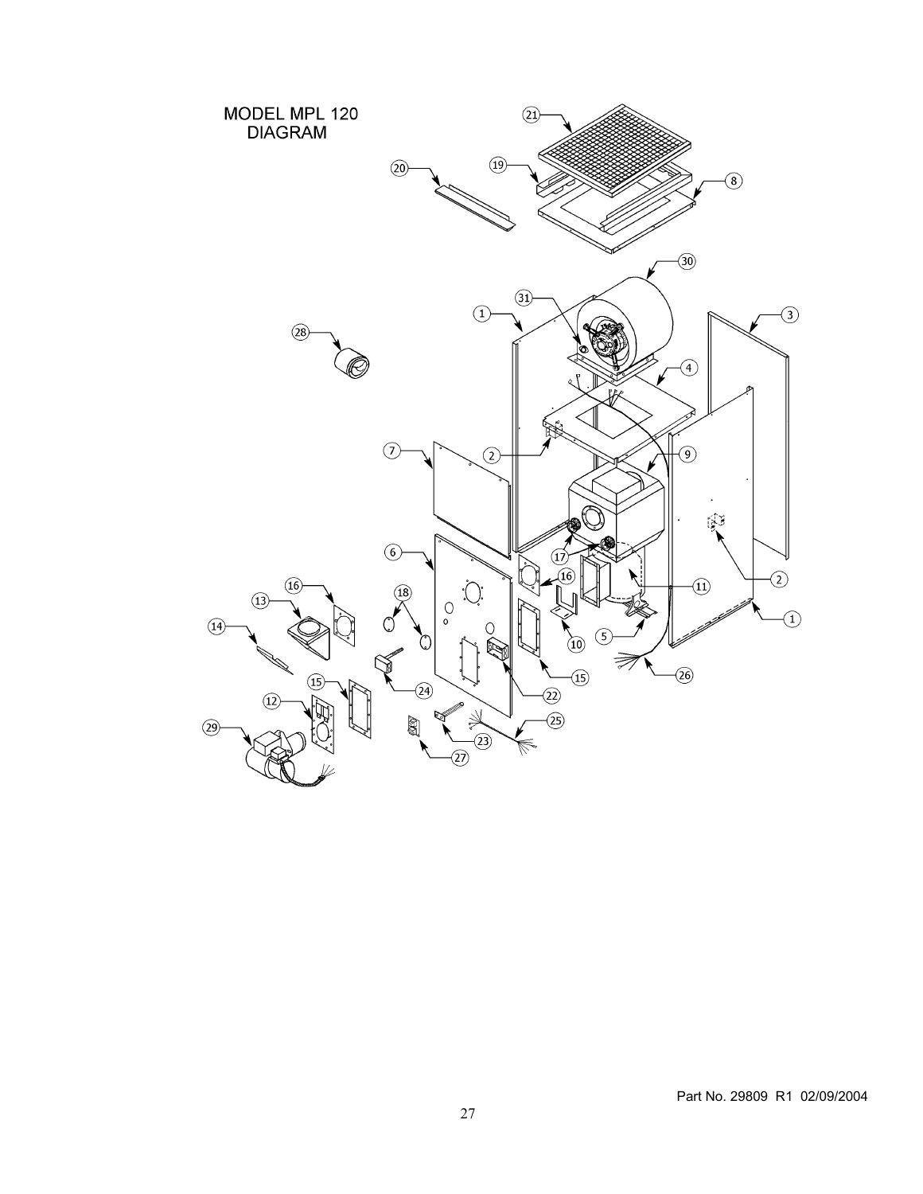# MODEL MPL 120 DIAGRAM

Part No. 29809 R1 02/09/2004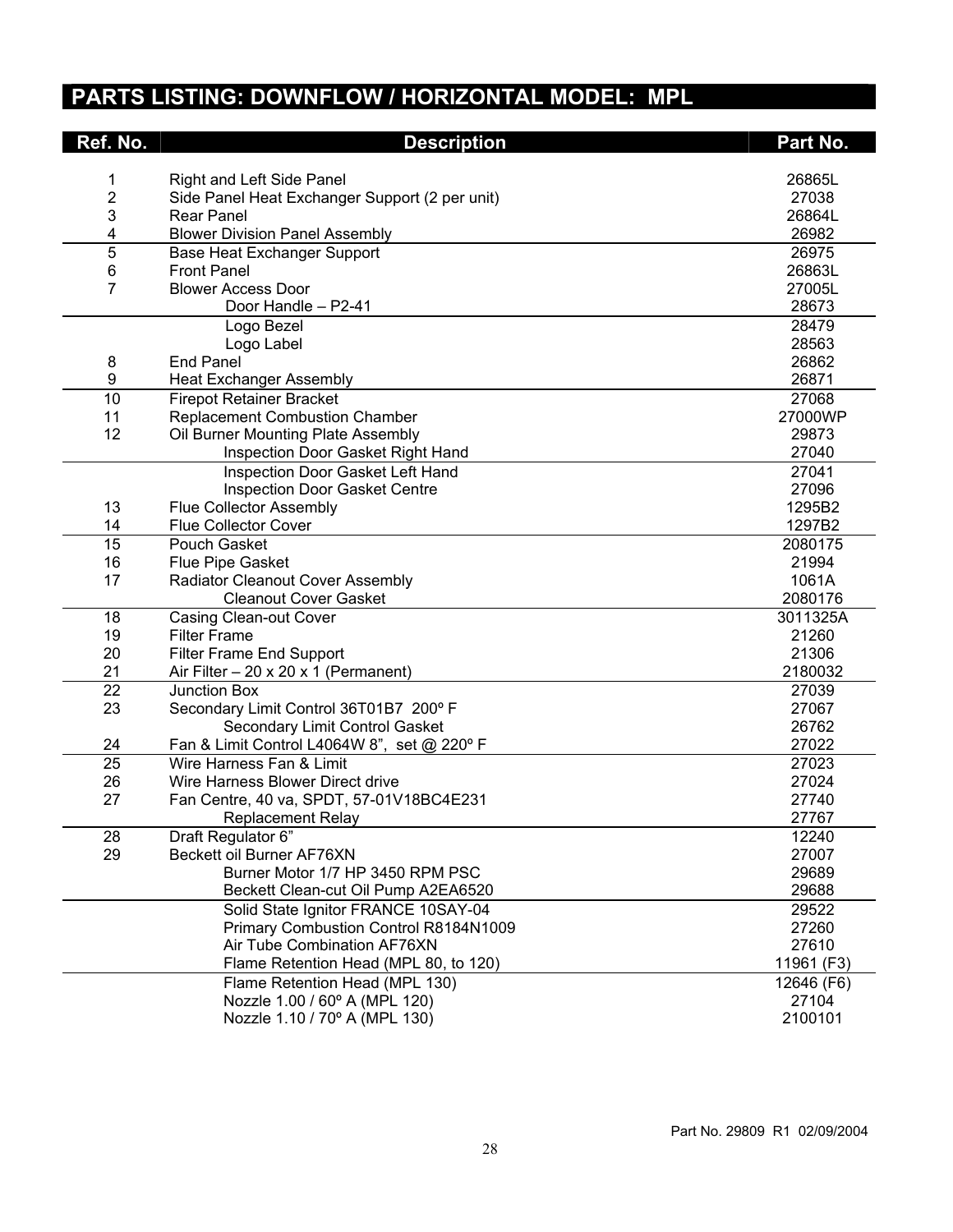## PARTS LISTING: DOWNFLOW / HORIZONTAL MODEL: MPL

| Ref. No. | Description | Part No. |
|---|---|---|
| 1 | Right and Left Side Panel | 26865L |
| 2 | Side Panel Heat Exchanger Support (2 per unit) | 27038 |
| 3 | Rear Panel | 26864L |
| 4 | Blower Division Panel Assembly | 26982 |
| 5 | Base Heat Exchanger Support | 26975 |
| 6 | Front Panel | 26863L |
| 7 | Blower Access Door | 27005L |
| | Door Handle – P2-41 | 28673 |
| | Logo Bezel | 28479 |
| | Logo Label | 28563 |
| 8 | End Panel | 26862 |
| 9 | Heat Exchanger Assembly | 26871 |
| 10 | Firepot Retainer Bracket | 27068 |
| 11 | Replacement Combustion Chamber | 27000WP |
| 12 | Oil Burner Mounting Plate Assembly | 29873 |
| | Inspection Door Gasket Right Hand | 27040 |
| | Inspection Door Gasket Left Hand | 27041 |
| | Inspection Door Gasket Centre | 27096 |
| 13 | Flue Collector Assembly | 1295B2 |
| 14 | Flue Collector Cover | 1297B2 |
| 15 | Pouch Gasket | 2080175 |
| 16 | Flue Pipe Gasket | 21994 |
| 17 | Radiator Cleanout Cover Assembly | 1061A |
| | Cleanout Cover Gasket | 2080176 |
| 18 | Casing Clean-out Cover | 3011325A |
| 19 | Filter Frame | 21260 |
| 20 | Filter Frame End Support | 21306 |
| 21 | Air Filter – 20 x 20 x 1 (Permanent) | 2180032 |
| 22 | Junction Box | 27039 |
| 23 | Secondary Limit Control 36T01B7 200º F | 27067 |
| | Secondary Limit Control Gasket | 26762 |
| 24 | Fan & Limit Control L4064W 8", set @ 220º F | 27022 |
| 25 | Wire Harness Fan & Limit | 27023 |
| 26 | Wire Harness Blower Direct drive | 27024 |
| 27 | Fan Centre, 40 va, SPDT, 57-01V18BC4E231 | 27740 |
| | Replacement Relay | 27767 |
| 28 | Draft Regulator 6" | 12240 |
| 29 | Beckett oil Burner AF76XN | 27007 |
| | Burner Motor 1/7 HP 3450 RPM PSC | 29689 |
| | Beckett Clean-cut Oil Pump A2EA6520 | 29688 |
| | Solid State Ignitor FRANCE 10SAY-04 | 29522 |
| | Primary Combustion Control R8184N1009 | 27260 |
| | Air Tube Combination AF76XN | 27610 |
| | Flame Retention Head (MPL 80, to 120) | 11961 (F3) |
| | Flame Retention Head (MPL 130) | 12646 (F6) |
| | Nozzle 1.00 / 60º A (MPL 120) | 27104 |
| | Nozzle 1.10 / 70º A (MPL 130) | 2100101 |

Part No. 29809 R1 02/09/2004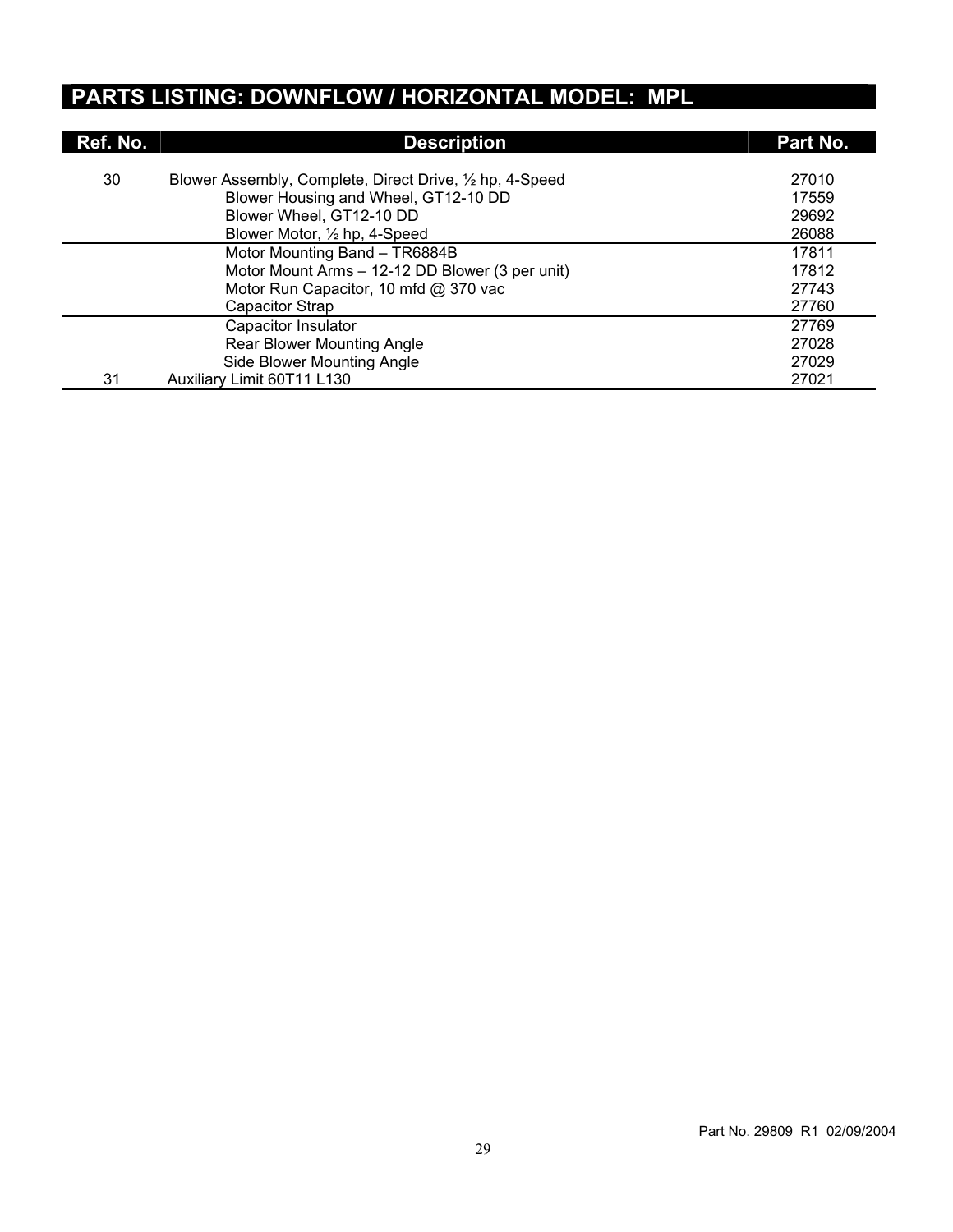## PARTS LISTING: DOWNFLOW / HORIZONTAL MODEL: MPL

| Ref. No. | Description | Part No. |
|---|---|---|
| 30 | Blower Assembly, Complete, Direct Drive, ½ hp, 4-Speed | 27010 |
| | Blower Housing and Wheel, GT12-10 DD | 17559 |
| | Blower Wheel, GT12-10 DD | 29692 |
| | Blower Motor, ½ hp, 4-Speed | 26088 |
| | Motor Mounting Band – TR6884B | 17811 |
| | Motor Mount Arms – 12-12 DD Blower (3 per unit) | 17812 |
| | Motor Run Capacitor, 10 mfd @ 370 vac | 27743 |
| | Capacitor Strap | 27760 |
| | Capacitor Insulator | 27769 |
| | Rear Blower Mounting Angle | 27028 |
| | Side Blower Mounting Angle | 27029 |
| 31 | Auxiliary Limit 60T11 L130 | 27021 |

Part No. 29809 R1 02/09/2004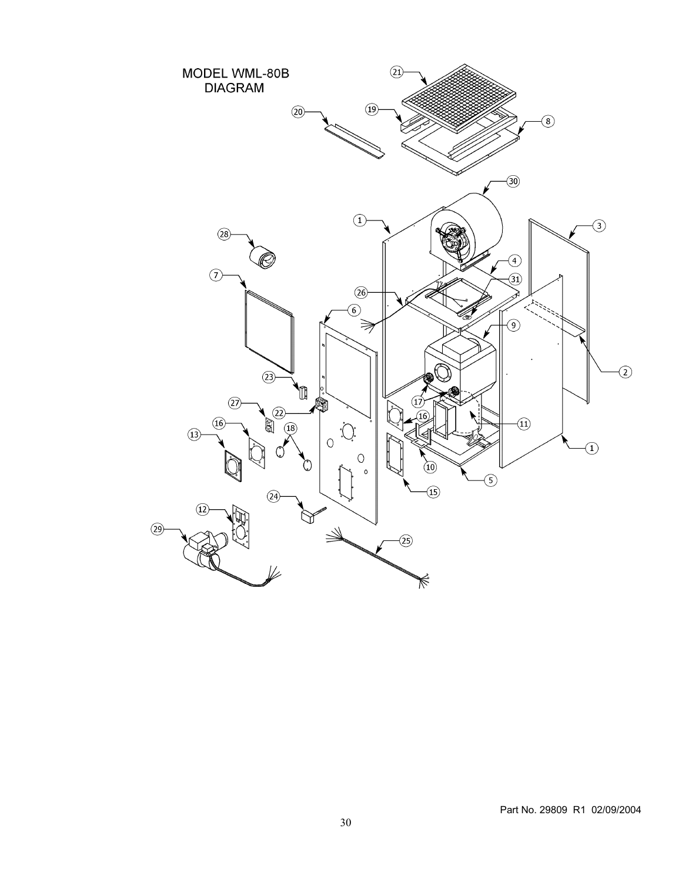# MODEL WML-80B DIAGRAM

Part No. 29809 R1 02/09/2004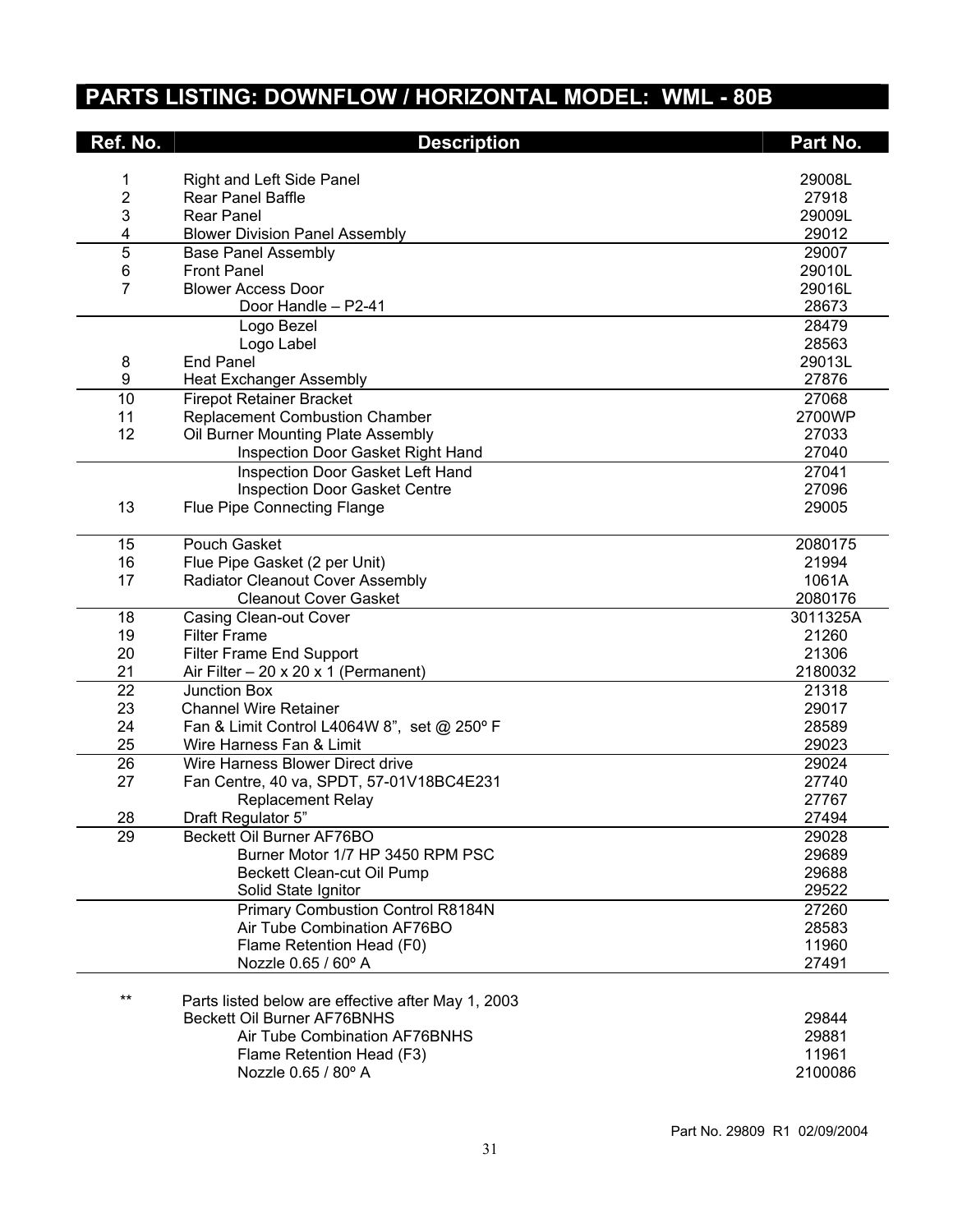# PARTS LISTING: DOWNFLOW / HORIZONTAL MODEL: WML - 80B

| Ref. No. | Description | Part No. |
|---|---|---|
| 1 | Right and Left Side Panel | 29008L |
| 2 | Rear Panel Baffle | 27918 |
| 3 | Rear Panel | 29009L |
| 4 | Blower Division Panel Assembly | 29012 |
| 5 | Base Panel Assembly | 29007 |
| 6 | Front Panel | 29010L |
| 7 | Blower Access Door | 29016L |
| | Door Handle – P2-41 | 28673 |
| | Logo Bezel | 28479 |
| | Logo Label | 28563 |
| 8 | End Panel | 29013L |
| 9 | Heat Exchanger Assembly | 27876 |
| 10 | Firepot Retainer Bracket | 27068 |
| 11 | Replacement Combustion Chamber | 2700WP |
| 12 | Oil Burner Mounting Plate Assembly | 27033 |
| | Inspection Door Gasket Right Hand | 27040 |
| | Inspection Door Gasket Left Hand | 27041 |
| | Inspection Door Gasket Centre | 27096 |
| 13 | Flue Pipe Connecting Flange | 29005 |
| 15 | Pouch Gasket | 2080175 |
| 16 | Flue Pipe Gasket (2 per Unit) | 21994 |
| 17 | Radiator Cleanout Cover Assembly | 1061A |
| | Cleanout Cover Gasket | 2080176 |
| 18 | Casing Clean-out Cover | 3011325A |
| 19 | Filter Frame | 21260 |
| 20 | Filter Frame End Support | 21306 |
| 21 | Air Filter – 20 x 20 x 1 (Permanent) | 2180032 |
| 22 | Junction Box | 21318 |
| 23 | Channel Wire Retainer | 29017 |
| 24 | Fan & Limit Control L4064W 8", set @ 250º F | 28589 |
| 25 | Wire Harness Fan & Limit | 29023 |
| 26 | Wire Harness Blower Direct drive | 29024 |
| 27 | Fan Centre, 40 va, SPDT, 57-01V18BC4E231 | 27740 |
| | Replacement Relay | 27767 |
| 28 | Draft Regulator 5" | 27494 |
| 29 | Beckett Oil Burner AF76BO | 29028 |
| | Burner Motor 1/7 HP 3450 RPM PSC | 29689 |
| | Beckett Clean-cut Oil Pump | 29688 |
| | Solid State Ignitor | 29522 |
| | Primary Combustion Control R8184N | 27260 |
| | Air Tube Combination AF76BO | 28583 |
| | Flame Retention Head (F0) | 11960 |
| | Nozzle 0.65 / 60º A | 27491 |
| ** | Parts listed below are effective after May 1, 2003 | |
| | Beckett Oil Burner AF76BNHS | 29844 |
| | Air Tube Combination AF76BNHS | 29881 |
| | Flame Retention Head (F3) | 11961 |
| | Nozzle 0.65 / 80º A | 2100086 |

Part No. 29809 R1 02/09/2004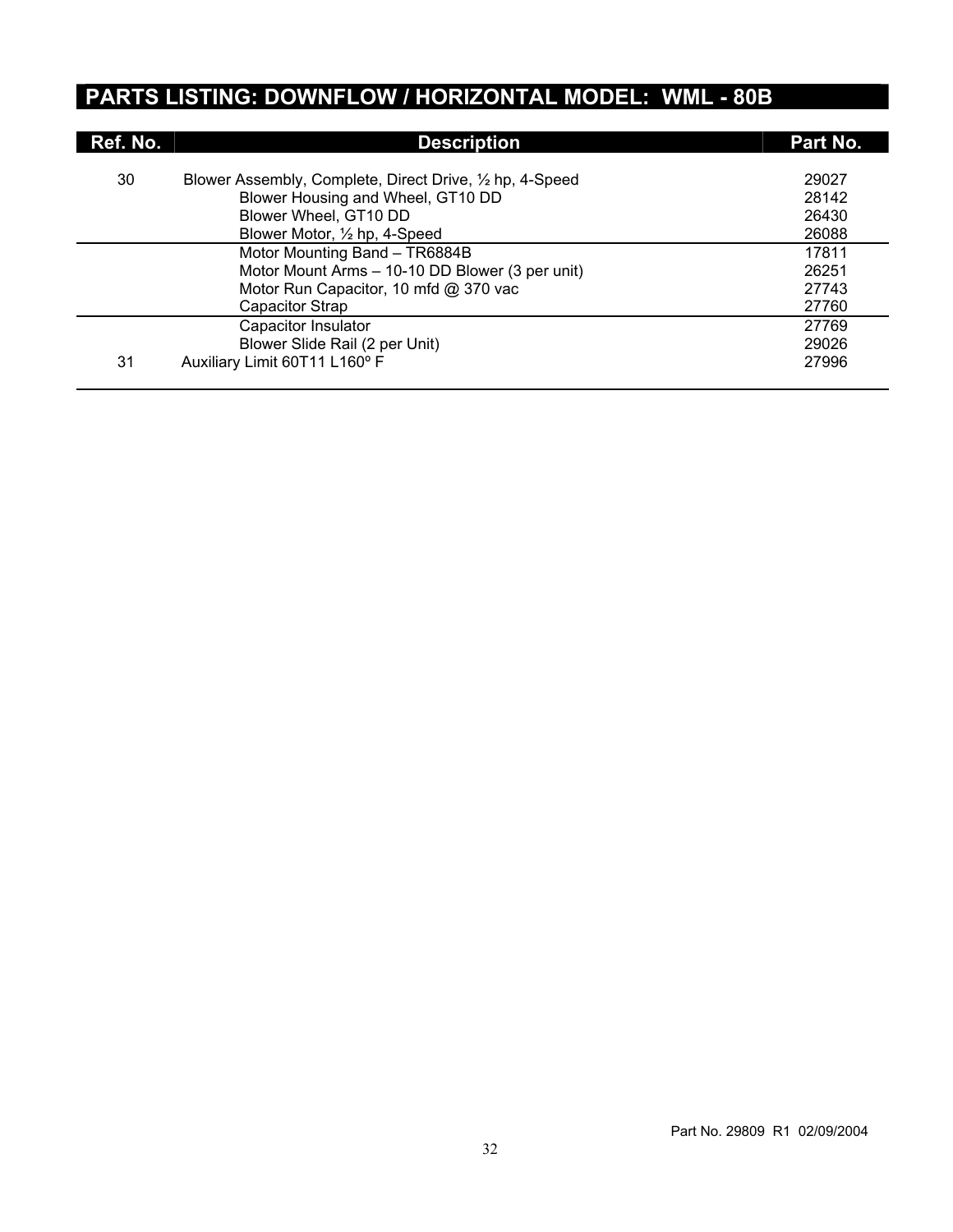## PARTS LISTING: DOWNFLOW / HORIZONTAL MODEL: WML - 80B

| Ref. No. | Description | Part No. |
|---|---|---|
| 30 | Blower Assembly, Complete, Direct Drive, ½ hp, 4-Speed | 29027 |
| | Blower Housing and Wheel, GT10 DD | 28142 |
| | Blower Wheel, GT10 DD | 26430 |
| | Blower Motor, ½ hp, 4-Speed | 26088 |
| | Motor Mounting Band – TR6884B | 17811 |
| | Motor Mount Arms – 10-10 DD Blower (3 per unit) | 26251 |
| | Motor Run Capacitor, 10 mfd @ 370 vac | 27743 |
| | Capacitor Strap | 27760 |
| | Capacitor Insulator | 27769 |
| | Blower Slide Rail (2 per Unit) | 29026 |
| 31 | Auxiliary Limit 60T11 L160º F | 27996 |

Part No. 29809 R1 02/09/2004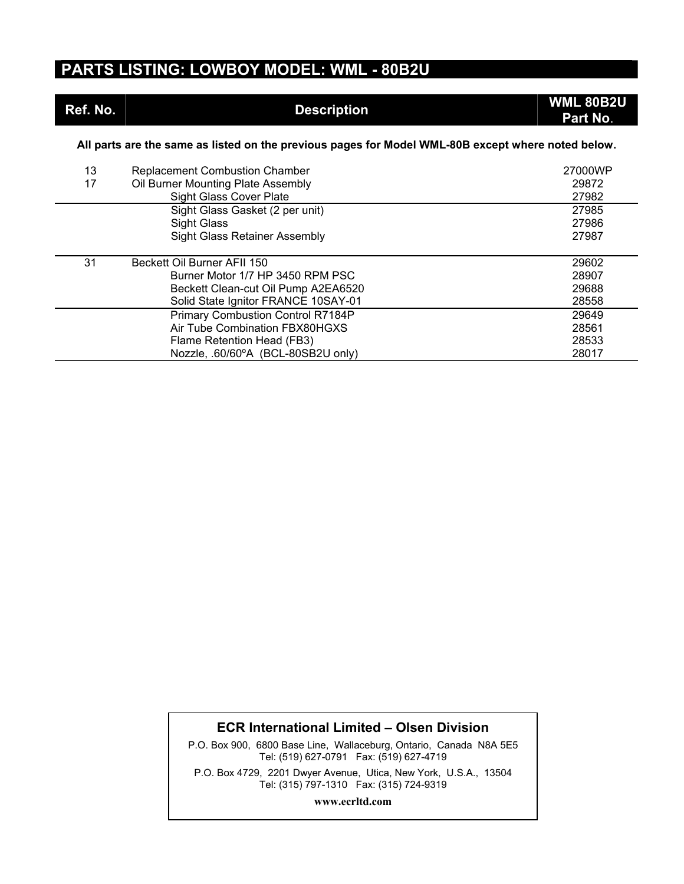## PARTS LISTING: LOWBOY MODEL: WML - 80B2U

| Ref. No. | Description | WML 80B2U Part No. |
|---|---|---|
| | **All parts are the same as listed on the previous pages for Model WML-80B except where noted below.** | |
| 13 | Replacement Combustion Chamber | 27000WP |
| 17 | Oil Burner Mounting Plate Assembly | 29872 |
| | Sight Glass Cover Plate | 27982 |
| | Sight Glass Gasket (2 per unit) | 27985 |
| | Sight Glass | 27986 |
| | Sight Glass Retainer Assembly | 27987 |
| 31 | Beckett Oil Burner AFII 150 | 29602 |
| | Burner Motor 1/7 HP 3450 RPM PSC | 28907 |
| | Beckett Clean-cut Oil Pump A2EA6520 | 29688 |
| | Solid State Ignitor FRANCE 10SAY-01 | 28558 |
| | Primary Combustion Control R7184P | 29649 |
| | Air Tube Combination FBX80HGXS | 28561 |
| | Flame Retention Head (FB3) | 28533 |
| | Nozzle, .60/60ºA (BCL-80SB2U only) | 28017 |

**ECR International Limited – Olsen Division**

P.O. Box 900, 6800 Base Line, Wallaceburg, Ontario, Canada N8A 5E5
Tel: (519) 627-0791 Fax: (519) 627-4719

P.O. Box 4729, 2201 Dwyer Avenue, Utica, New York, U.S.A., 13504
Tel: (315) 797-1310 Fax: (315) 724-9319

**www.ecrltd.com**